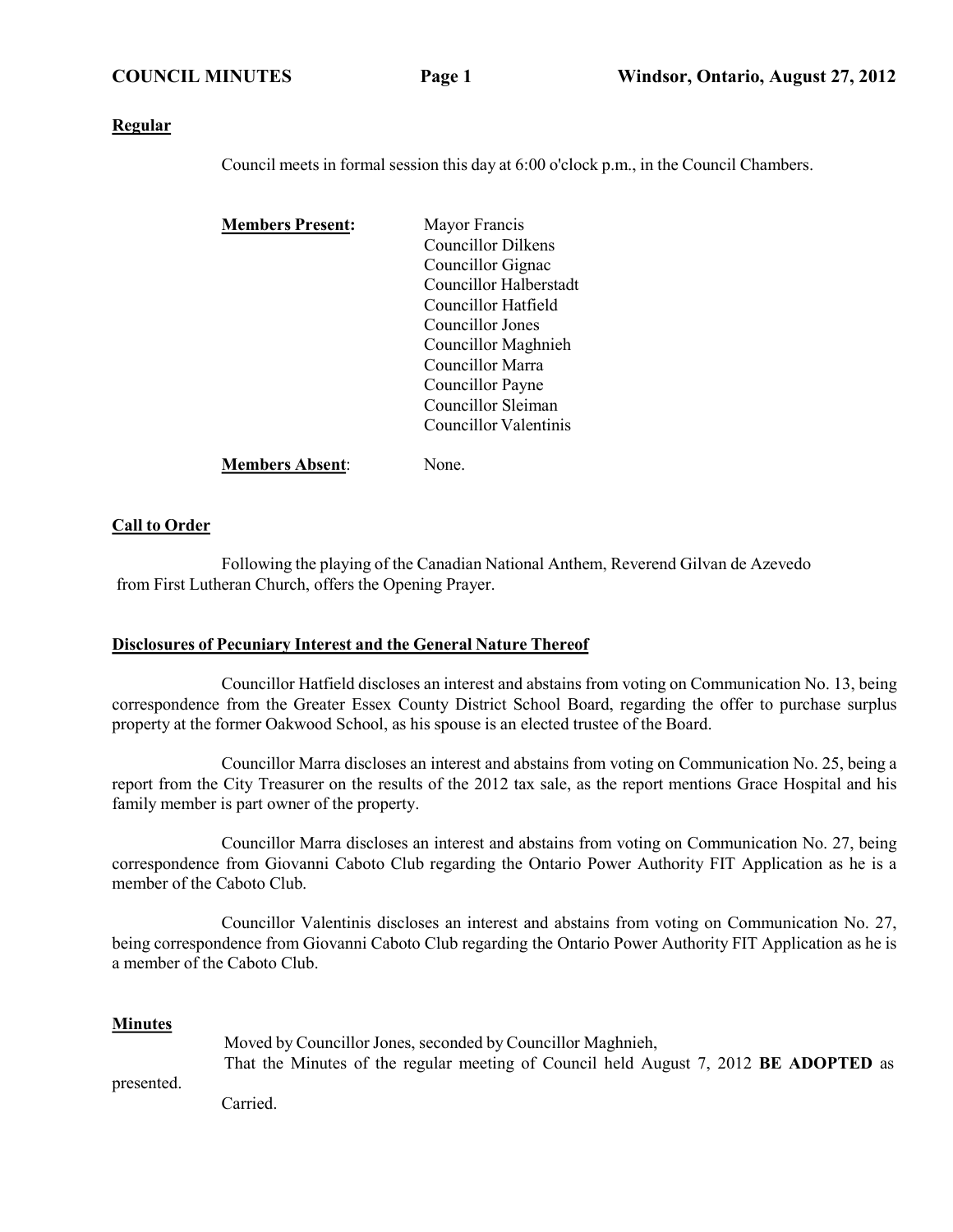**Regular**

Council meets in formal session this day at 6:00 o'clock p.m., in the Council Chambers.

| **Members Present:** | Mayor Francis |
|---|---|
| | Councillor Dilkens |
| | Councillor Gignac |
| | Councillor Halberstadt |
| | Councillor Hatfield |
| | Councillor Jones |
| | Councillor Maghnieh |
| | Councillor Marra |
| | Councillor Payne |
| | Councillor Sleiman |
| | Councillor Valentinis |
| **Members Absent**: | None. |

**Call to Order**

Following the playing of the Canadian National Anthem, Reverend Gilvan de Azevedo from First Lutheran Church, offers the Opening Prayer.

**Disclosures of Pecuniary Interest and the General Nature Thereof**

Councillor Hatfield discloses an interest and abstains from voting on Communication No. 13, being correspondence from the Greater Essex County District School Board, regarding the offer to purchase surplus property at the former Oakwood School, as his spouse is an elected trustee of the Board.

Councillor Marra discloses an interest and abstains from voting on Communication No. 25, being a report from the City Treasurer on the results of the 2012 tax sale, as the report mentions Grace Hospital and his family member is part owner of the property.

Councillor Marra discloses an interest and abstains from voting on Communication No. 27, being correspondence from Giovanni Caboto Club regarding the Ontario Power Authority FIT Application as he is a member of the Caboto Club.

Councillor Valentinis discloses an interest and abstains from voting on Communication No. 27, being correspondence from Giovanni Caboto Club regarding the Ontario Power Authority FIT Application as he is a member of the Caboto Club.

**Minutes**

Moved by Councillor Jones, seconded by Councillor Maghnieh,

That the Minutes of the regular meeting of Council held August 7, 2012 **BE ADOPTED** as presented.

Carried.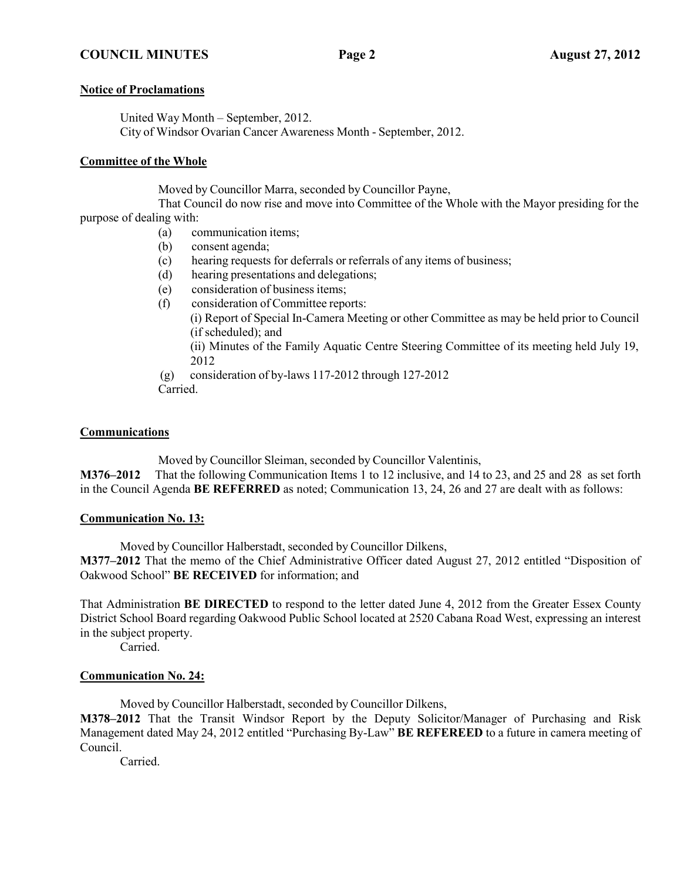**Notice of Proclamations**

United Way Month – September, 2012.
City of Windsor Ovarian Cancer Awareness Month - September, 2012.

**Committee of the Whole**

Moved by Councillor Marra, seconded by Councillor Payne,

That Council do now rise and move into Committee of the Whole with the Mayor presiding for the purpose of dealing with:

(a) communication items;
(b) consent agenda;
(c) hearing requests for deferrals or referrals of any items of business;
(d) hearing presentations and delegations;
(e) consideration of business items;
(f) consideration of Committee reports:
   (i) Report of Special In-Camera Meeting or other Committee as may be held prior to Council (if scheduled); and
   (ii) Minutes of the Family Aquatic Centre Steering Committee of its meeting held July 19, 2012
(g) consideration of by-laws 117-2012 through 127-2012

Carried.

**Communications**

Moved by Councillor Sleiman, seconded by Councillor Valentinis,

**M376–2012** That the following Communication Items 1 to 12 inclusive, and 14 to 23, and 25 and 28 as set forth in the Council Agenda **BE REFERRED** as noted; Communication 13, 24, 26 and 27 are dealt with as follows:

**Communication No. 13:**

Moved by Councillor Halberstadt, seconded by Councillor Dilkens,

**M377–2012** That the memo of the Chief Administrative Officer dated August 27, 2012 entitled "Disposition of Oakwood School" **BE RECEIVED** for information; and

That Administration **BE DIRECTED** to respond to the letter dated June 4, 2012 from the Greater Essex County District School Board regarding Oakwood Public School located at 2520 Cabana Road West, expressing an interest in the subject property.

Carried.

**Communication No. 24:**

Moved by Councillor Halberstadt, seconded by Councillor Dilkens,

**M378–2012** That the Transit Windsor Report by the Deputy Solicitor/Manager of Purchasing and Risk Management dated May 24, 2012 entitled "Purchasing By-Law" **BE REFEREED** to a future in camera meeting of Council.

Carried.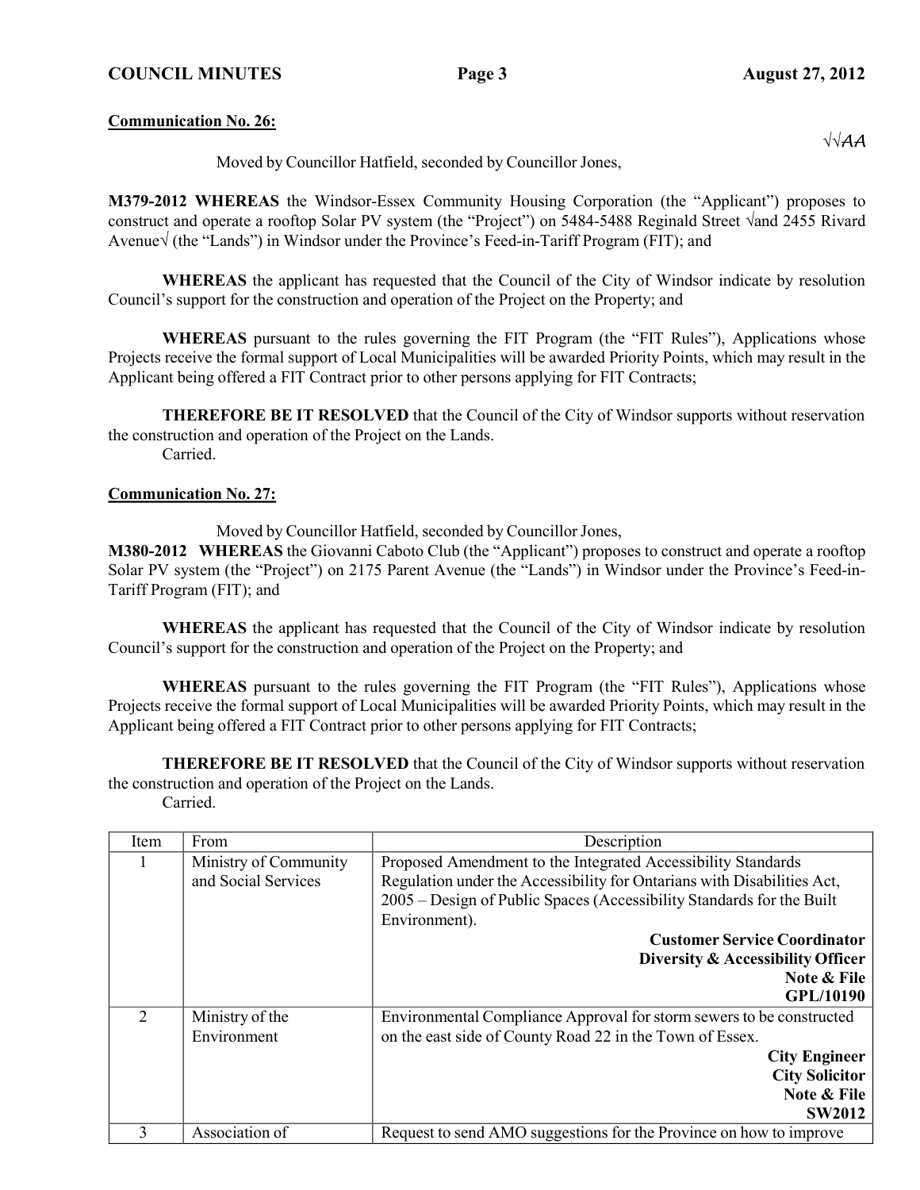**Communication No. 26:**

√√AA

Moved by Councillor Hatfield, seconded by Councillor Jones,

**M379-2012 WHEREAS** the Windsor-Essex Community Housing Corporation (the "Applicant") proposes to construct and operate a rooftop Solar PV system (the "Project") on 5484-5488 Reginald Street √and 2455 Rivard Avenue√ (the "Lands") in Windsor under the Province's Feed-in-Tariff Program (FIT); and

**WHEREAS** the applicant has requested that the Council of the City of Windsor indicate by resolution Council's support for the construction and operation of the Project on the Property; and

**WHEREAS** pursuant to the rules governing the FIT Program (the "FIT Rules"), Applications whose Projects receive the formal support of Local Municipalities will be awarded Priority Points, which may result in the Applicant being offered a FIT Contract prior to other persons applying for FIT Contracts;

**THEREFORE BE IT RESOLVED** that the Council of the City of Windsor supports without reservation the construction and operation of the Project on the Lands.

Carried.

**Communication No. 27:**

Moved by Councillor Hatfield, seconded by Councillor Jones,

**M380-2012 WHEREAS** the Giovanni Caboto Club (the "Applicant") proposes to construct and operate a rooftop Solar PV system (the "Project") on 2175 Parent Avenue (the "Lands") in Windsor under the Province's Feed-in-Tariff Program (FIT); and

**WHEREAS** the applicant has requested that the Council of the City of Windsor indicate by resolution Council's support for the construction and operation of the Project on the Property; and

**WHEREAS** pursuant to the rules governing the FIT Program (the "FIT Rules"), Applications whose Projects receive the formal support of Local Municipalities will be awarded Priority Points, which may result in the Applicant being offered a FIT Contract prior to other persons applying for FIT Contracts;

**THEREFORE BE IT RESOLVED** that the Council of the City of Windsor supports without reservation the construction and operation of the Project on the Lands.

Carried.

| Item | From | Description |
|---|---|---|
| 1 | Ministry of Community and Social Services | Proposed Amendment to the Integrated Accessibility Standards Regulation under the Accessibility for Ontarians with Disabilities Act, 2005 – Design of Public Spaces (Accessibility Standards for the Built Environment). **Customer Service Coordinator** **Diversity & Accessibility Officer** **Note & File** **GPL/10190** |
| 2 | Ministry of the Environment | Environmental Compliance Approval for storm sewers to be constructed on the east side of County Road 22 in the Town of Essex. **City Engineer** **City Solicitor** **Note & File** **SW2012** |
| 3 | Association of | Request to send AMO suggestions for the Province on how to improve |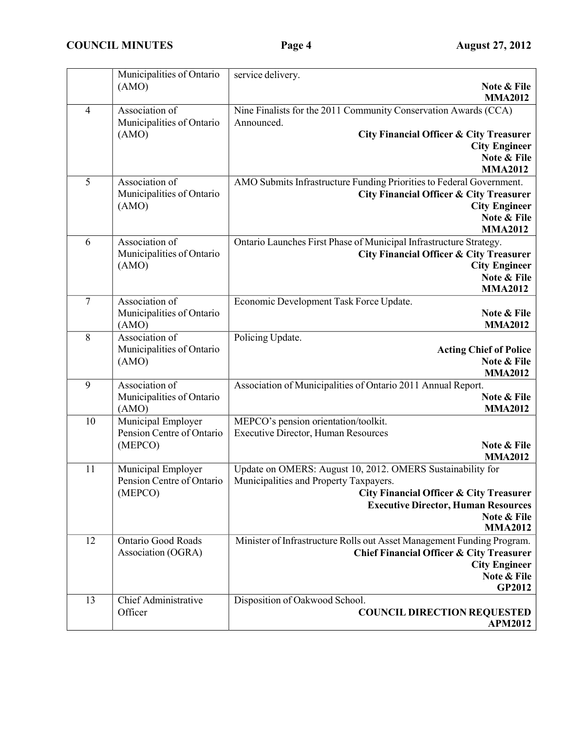| | Municipalities of Ontario (AMO) | service delivery. **Note & File** **MMA2012** |
|---|---|---|
| 4 | Association of Municipalities of Ontario (AMO) | Nine Finalists for the 2011 Community Conservation Awards (CCA) Announced. **City Financial Officer & City Treasurer** **City Engineer** **Note & File** **MMA2012** |
| 5 | Association of Municipalities of Ontario (AMO) | AMO Submits Infrastructure Funding Priorities to Federal Government. **City Financial Officer & City Treasurer** **City Engineer** **Note & File** **MMA2012** |
| 6 | Association of Municipalities of Ontario (AMO) | Ontario Launches First Phase of Municipal Infrastructure Strategy. **City Financial Officer & City Treasurer** **City Engineer** **Note & File** **MMA2012** |
| 7 | Association of Municipalities of Ontario (AMO) | Economic Development Task Force Update. **Note & File** **MMA2012** |
| 8 | Association of Municipalities of Ontario (AMO) | Policing Update. **Acting Chief of Police** **Note & File** **MMA2012** |
| 9 | Association of Municipalities of Ontario (AMO) | Association of Municipalities of Ontario 2011 Annual Report. **Note & File** **MMA2012** |
| 10 | Municipal Employer Pension Centre of Ontario (MEPCO) | MEPCO's pension orientation/toolkit. Executive Director, Human Resources **Note & File** **MMA2012** |
| 11 | Municipal Employer Pension Centre of Ontario (MEPCO) | Update on OMERS: August 10, 2012. OMERS Sustainability for Municipalities and Property Taxpayers. **City Financial Officer & City Treasurer** **Executive Director, Human Resources** **Note & File** **MMA2012** |
| 12 | Ontario Good Roads Association (OGRA) | Minister of Infrastructure Rolls out Asset Management Funding Program. **Chief Financial Officer & City Treasurer** **City Engineer** **Note & File** **GP2012** |
| 13 | Chief Administrative Officer | Disposition of Oakwood School. **COUNCIL DIRECTION REQUESTED** **APM2012** |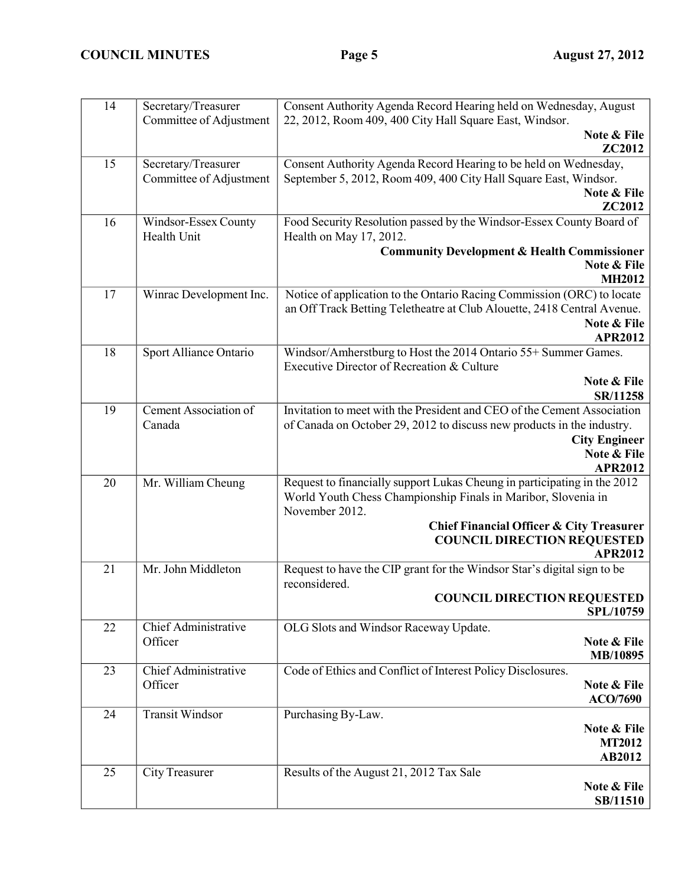| 14 | Secretary/Treasurer Committee of Adjustment | Consent Authority Agenda Record Hearing held on Wednesday, August 22, 2012, Room 409, 400 City Hall Square East, Windsor.<br>**Note & File**<br>**ZC2012** |
|---|---|---|
| 15 | Secretary/Treasurer Committee of Adjustment | Consent Authority Agenda Record Hearing to be held on Wednesday, September 5, 2012, Room 409, 400 City Hall Square East, Windsor.<br>**Note & File**<br>**ZC2012** |
| 16 | Windsor-Essex County Health Unit | Food Security Resolution passed by the Windsor-Essex County Board of Health on May 17, 2012.<br>**Community Development & Health Commissioner**<br>**Note & File**<br>**MH2012** |
| 17 | Winrac Development Inc. | Notice of application to the Ontario Racing Commission (ORC) to locate an Off Track Betting Teletheatre at Club Alouette, 2418 Central Avenue.<br>**Note & File**<br>**APR2012** |
| 18 | Sport Alliance Ontario | Windsor/Amherstburg to Host the 2014 Ontario 55+ Summer Games. Executive Director of Recreation & Culture<br>**Note & File**<br>**SR/11258** |
| 19 | Cement Association of Canada | Invitation to meet with the President and CEO of the Cement Association of Canada on October 29, 2012 to discuss new products in the industry.<br>**City Engineer**<br>**Note & File**<br>**APR2012** |
| 20 | Mr. William Cheung | Request to financially support Lukas Cheung in participating in the 2012 World Youth Chess Championship Finals in Maribor, Slovenia in November 2012.<br>**Chief Financial Officer & City Treasurer**<br>**COUNCIL DIRECTION REQUESTED**<br>**APR2012** |
| 21 | Mr. John Middleton | Request to have the CIP grant for the Windsor Star's digital sign to be reconsidered.<br>**COUNCIL DIRECTION REQUESTED**<br>**SPL/10759** |
| 22 | Chief Administrative Officer | OLG Slots and Windsor Raceway Update.<br>**Note & File**<br>**MB/10895** |
| 23 | Chief Administrative Officer | Code of Ethics and Conflict of Interest Policy Disclosures.<br>**Note & File**<br>**ACO/7690** |
| 24 | Transit Windsor | Purchasing By-Law.<br>**Note & File**<br>**MT2012**<br>**AB2012** |
| 25 | City Treasurer | Results of the August 21, 2012 Tax Sale<br>**Note & File**<br>**SB/11510** |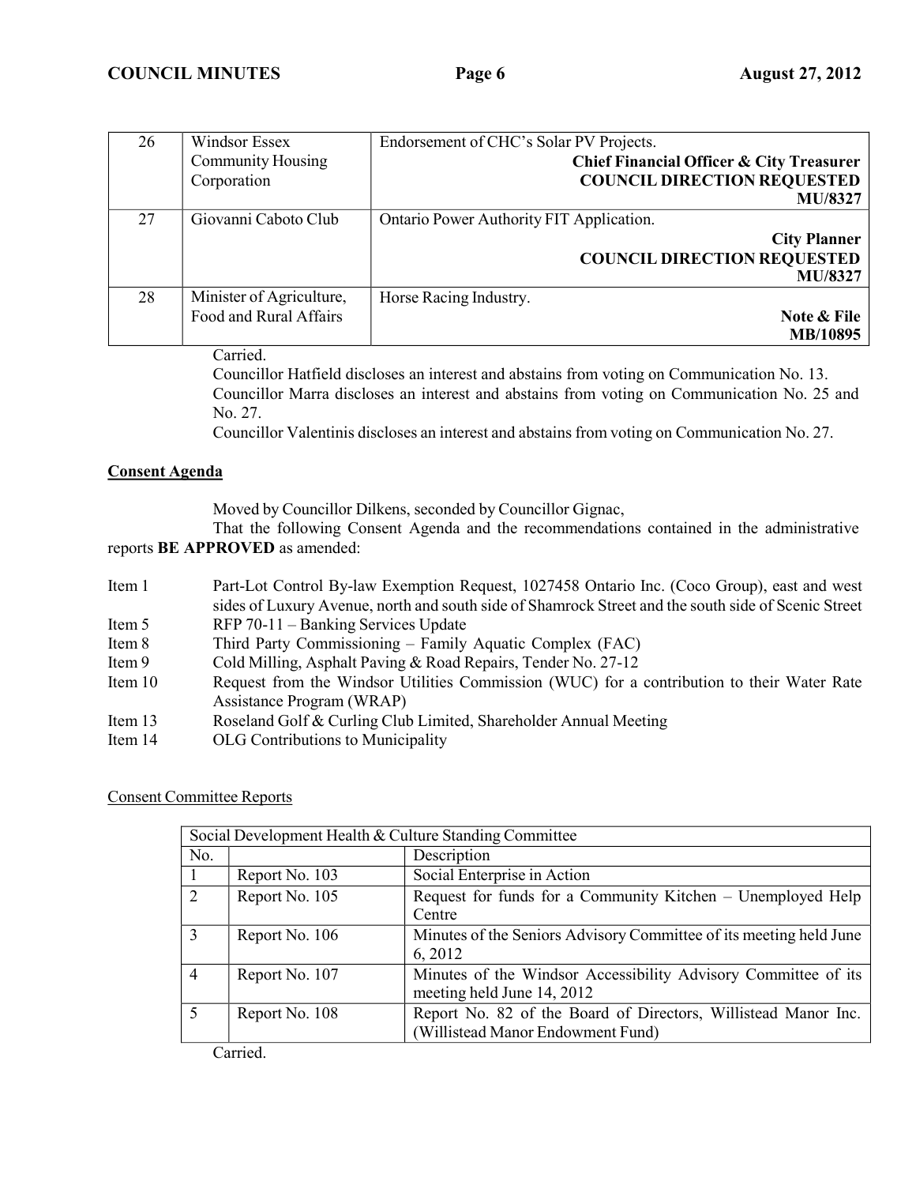| 26 | Windsor Essex Community Housing Corporation | Endorsement of CHC's Solar PV Projects. **Chief Financial Officer & City Treasurer COUNCIL DIRECTION REQUESTED MU/8327** |
|---|---|---|
| 27 | Giovanni Caboto Club | Ontario Power Authority FIT Application. **City Planner COUNCIL DIRECTION REQUESTED MU/8327** |
| 28 | Minister of Agriculture, Food and Rural Affairs | Horse Racing Industry. **Note & File MB/10895** |

Carried.

Councillor Hatfield discloses an interest and abstains from voting on Communication No. 13.

Councillor Marra discloses an interest and abstains from voting on Communication No. 25 and No. 27.

Councillor Valentinis discloses an interest and abstains from voting on Communication No. 27.

## Consent Agenda

Moved by Councillor Dilkens, seconded by Councillor Gignac,

That the following Consent Agenda and the recommendations contained in the administrative reports **BE APPROVED** as amended:

| | |
|---|---|
| Item 1 | Part-Lot Control By-law Exemption Request, 1027458 Ontario Inc. (Coco Group), east and west sides of Luxury Avenue, north and south side of Shamrock Street and the south side of Scenic Street |
| Item 5 | RFP 70-11 – Banking Services Update |
| Item 8 | Third Party Commissioning – Family Aquatic Complex (FAC) |
| Item 9 | Cold Milling, Asphalt Paving & Road Repairs, Tender No. 27-12 |
| Item 10 | Request from the Windsor Utilities Commission (WUC) for a contribution to their Water Rate Assistance Program (WRAP) |
| Item 13 | Roseland Golf & Curling Club Limited, Shareholder Annual Meeting |
| Item 14 | OLG Contributions to Municipality |

Consent Committee Reports

| Social Development Health & Culture Standing Committee | | |
|---|---|---|
| No. | | Description |
| 1 | Report No. 103 | Social Enterprise in Action |
| 2 | Report No. 105 | Request for funds for a Community Kitchen – Unemployed Help Centre |
| 3 | Report No. 106 | Minutes of the Seniors Advisory Committee of its meeting held June 6, 2012 |
| 4 | Report No. 107 | Minutes of the Windsor Accessibility Advisory Committee of its meeting held June 14, 2012 |
| 5 | Report No. 108 | Report No. 82 of the Board of Directors, Willistead Manor Inc. (Willistead Manor Endowment Fund) |

Carried.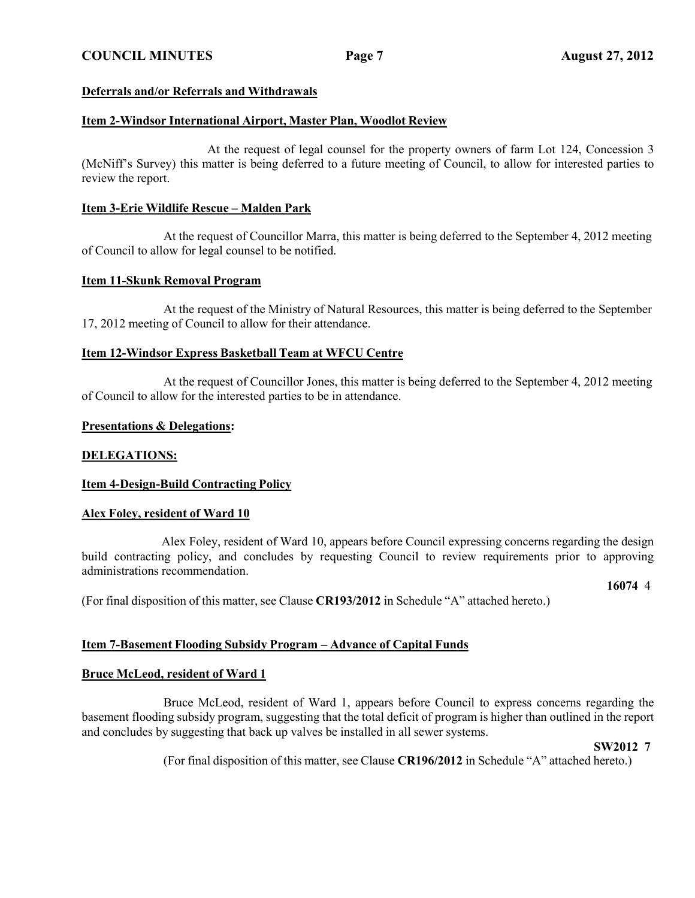**Deferrals and/or Referrals and Withdrawals**

**Item 2-Windsor International Airport, Master Plan, Woodlot Review**

At the request of legal counsel for the property owners of farm Lot 124, Concession 3 (McNiff's Survey) this matter is being deferred to a future meeting of Council, to allow for interested parties to review the report.

**Item 3-Erie Wildlife Rescue – Malden Park**

At the request of Councillor Marra, this matter is being deferred to the September 4, 2012 meeting of Council to allow for legal counsel to be notified.

**Item 11-Skunk Removal Program**

At the request of the Ministry of Natural Resources, this matter is being deferred to the September 17, 2012 meeting of Council to allow for their attendance.

**Item 12-Windsor Express Basketball Team at WFCU Centre**

At the request of Councillor Jones, this matter is being deferred to the September 4, 2012 meeting of Council to allow for the interested parties to be in attendance.

**Presentations & Delegations:**

**DELEGATIONS:**

**Item 4-Design-Build Contracting Policy**

**Alex Foley, resident of Ward 10**

Alex Foley, resident of Ward 10, appears before Council expressing concerns regarding the design build contracting policy, and concludes by requesting Council to review requirements prior to approving administrations recommendation.

**16074** 4

(For final disposition of this matter, see Clause **CR193/2012** in Schedule "A" attached hereto.)

**Item 7-Basement Flooding Subsidy Program – Advance of Capital Funds**

**Bruce McLeod, resident of Ward 1**

Bruce McLeod, resident of Ward 1, appears before Council to express concerns regarding the basement flooding subsidy program, suggesting that the total deficit of program is higher than outlined in the report and concludes by suggesting that back up valves be installed in all sewer systems.

**SW2012 7**

(For final disposition of this matter, see Clause **CR196/2012** in Schedule "A" attached hereto.)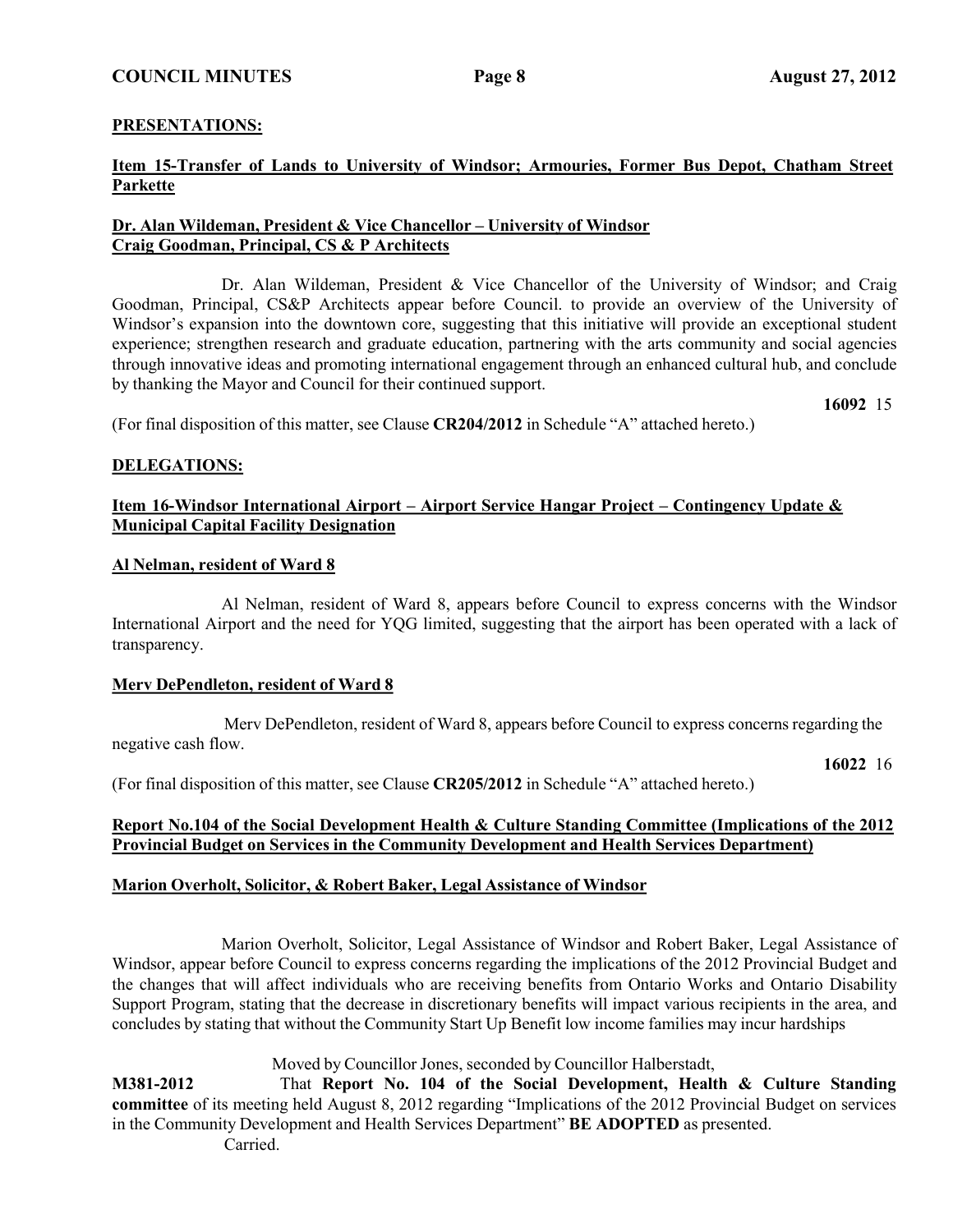## PRESENTATIONS:

**Item 15-Transfer of Lands to University of Windsor; Armouries, Former Bus Depot, Chatham Street Parkette**

**Dr. Alan Wildeman, President & Vice Chancellor – University of Windsor**
**Craig Goodman, Principal, CS & P Architects**

Dr. Alan Wildeman, President & Vice Chancellor of the University of Windsor; and Craig Goodman, Principal, CS&P Architects appear before Council. to provide an overview of the University of Windsor's expansion into the downtown core, suggesting that this initiative will provide an exceptional student experience; strengthen research and graduate education, partnering with the arts community and social agencies through innovative ideas and promoting international engagement through an enhanced cultural hub, and conclude by thanking the Mayor and Council for their continued support.

**16092** 15

(For final disposition of this matter, see Clause **CR204/2012** in Schedule "A" attached hereto.)

## DELEGATIONS:

**Item 16-Windsor International Airport – Airport Service Hangar Project – Contingency Update & Municipal Capital Facility Designation**

**Al Nelman, resident of Ward 8**

Al Nelman, resident of Ward 8, appears before Council to express concerns with the Windsor International Airport and the need for YQG limited, suggesting that the airport has been operated with a lack of transparency.

**Merv DePendleton, resident of Ward 8**

Merv DePendleton, resident of Ward 8, appears before Council to express concerns regarding the negative cash flow.

**16022** 16

(For final disposition of this matter, see Clause **CR205/2012** in Schedule "A" attached hereto.)

**Report No.104 of the Social Development Health & Culture Standing Committee (Implications of the 2012 Provincial Budget on Services in the Community Development and Health Services Department)**

**Marion Overholt, Solicitor, & Robert Baker, Legal Assistance of Windsor**

Marion Overholt, Solicitor, Legal Assistance of Windsor and Robert Baker, Legal Assistance of Windsor, appear before Council to express concerns regarding the implications of the 2012 Provincial Budget and the changes that will affect individuals who are receiving benefits from Ontario Works and Ontario Disability Support Program, stating that the decrease in discretionary benefits will impact various recipients in the area, and concludes by stating that without the Community Start Up Benefit low income families may incur hardships

Moved by Councillor Jones, seconded by Councillor Halberstadt,

**M381-2012** That **Report No. 104 of the Social Development, Health & Culture Standing committee** of its meeting held August 8, 2012 regarding "Implications of the 2012 Provincial Budget on services in the Community Development and Health Services Department" **BE ADOPTED** as presented.

Carried.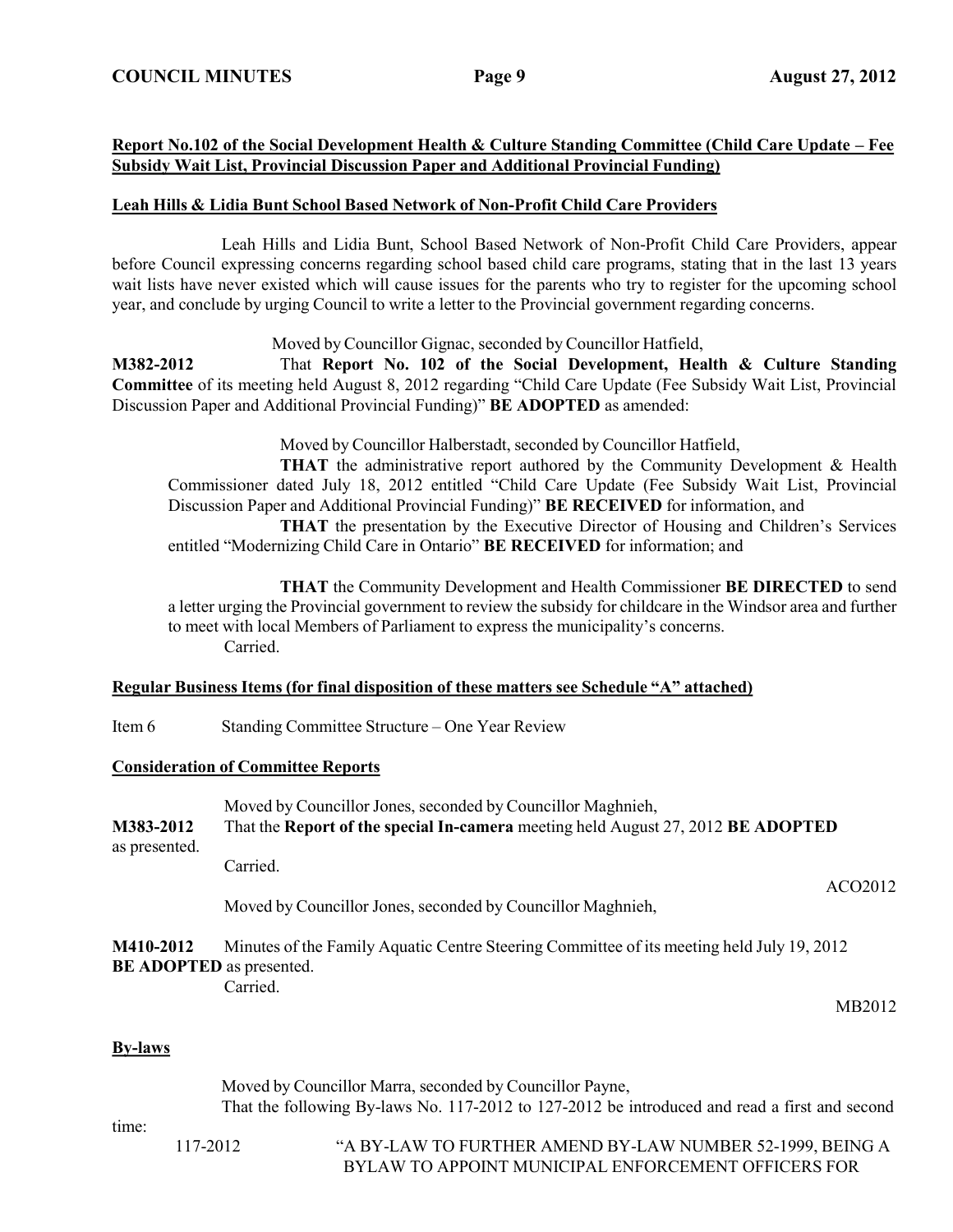**Report No.102 of the Social Development Health & Culture Standing Committee (Child Care Update – Fee Subsidy Wait List, Provincial Discussion Paper and Additional Provincial Funding)**

**Leah Hills & Lidia Bunt School Based Network of Non-Profit Child Care Providers**

Leah Hills and Lidia Bunt, School Based Network of Non-Profit Child Care Providers, appear before Council expressing concerns regarding school based child care programs, stating that in the last 13 years wait lists have never existed which will cause issues for the parents who try to register for the upcoming school year, and conclude by urging Council to write a letter to the Provincial government regarding concerns.

Moved by Councillor Gignac, seconded by Councillor Hatfield,

**M382-2012** That **Report No. 102 of the Social Development, Health & Culture Standing Committee** of its meeting held August 8, 2012 regarding "Child Care Update (Fee Subsidy Wait List, Provincial Discussion Paper and Additional Provincial Funding)" **BE ADOPTED** as amended:

Moved by Councillor Halberstadt, seconded by Councillor Hatfield,

**THAT** the administrative report authored by the Community Development & Health Commissioner dated July 18, 2012 entitled "Child Care Update (Fee Subsidy Wait List, Provincial Discussion Paper and Additional Provincial Funding)" **BE RECEIVED** for information, and

**THAT** the presentation by the Executive Director of Housing and Children's Services entitled "Modernizing Child Care in Ontario" **BE RECEIVED** for information; and

**THAT** the Community Development and Health Commissioner **BE DIRECTED** to send a letter urging the Provincial government to review the subsidy for childcare in the Windsor area and further to meet with local Members of Parliament to express the municipality's concerns.

Carried.

**Regular Business Items (for final disposition of these matters see Schedule "A" attached)**

Item 6 Standing Committee Structure – One Year Review

**Consideration of Committee Reports**

Moved by Councillor Jones, seconded by Councillor Maghnieh,

**M383-2012** That the **Report of the special In-camera** meeting held August 27, 2012 **BE ADOPTED** as presented.

Carried.

ACO2012

Moved by Councillor Jones, seconded by Councillor Maghnieh,

**M410-2012** Minutes of the Family Aquatic Centre Steering Committee of its meeting held July 19, 2012 **BE ADOPTED** as presented.

Carried.

MB2012

**By-laws**

Moved by Councillor Marra, seconded by Councillor Payne,

That the following By-laws No. 117-2012 to 127-2012 be introduced and read a first and second time:

117-2012 "A BY-LAW TO FURTHER AMEND BY-LAW NUMBER 52-1999, BEING A BYLAW TO APPOINT MUNICIPAL ENFORCEMENT OFFICERS FOR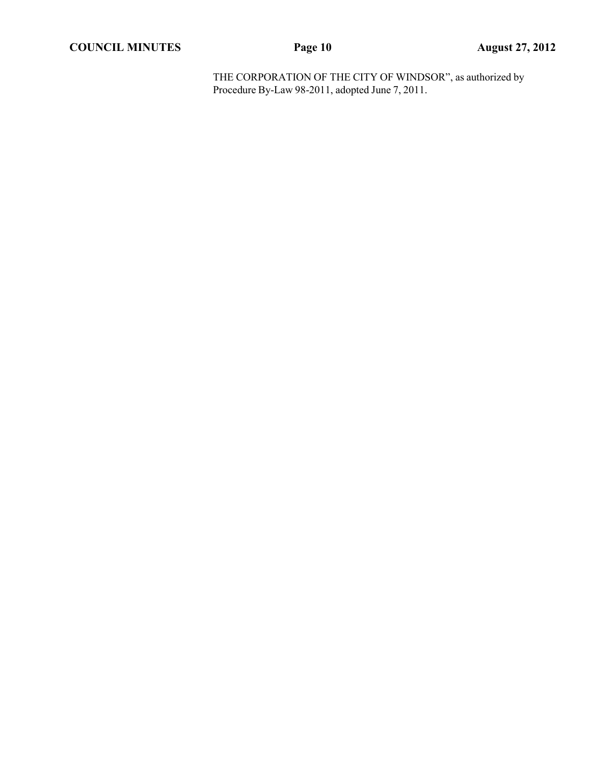THE CORPORATION OF THE CITY OF WINDSOR", as authorized by Procedure By-Law 98-2011, adopted June 7, 2011.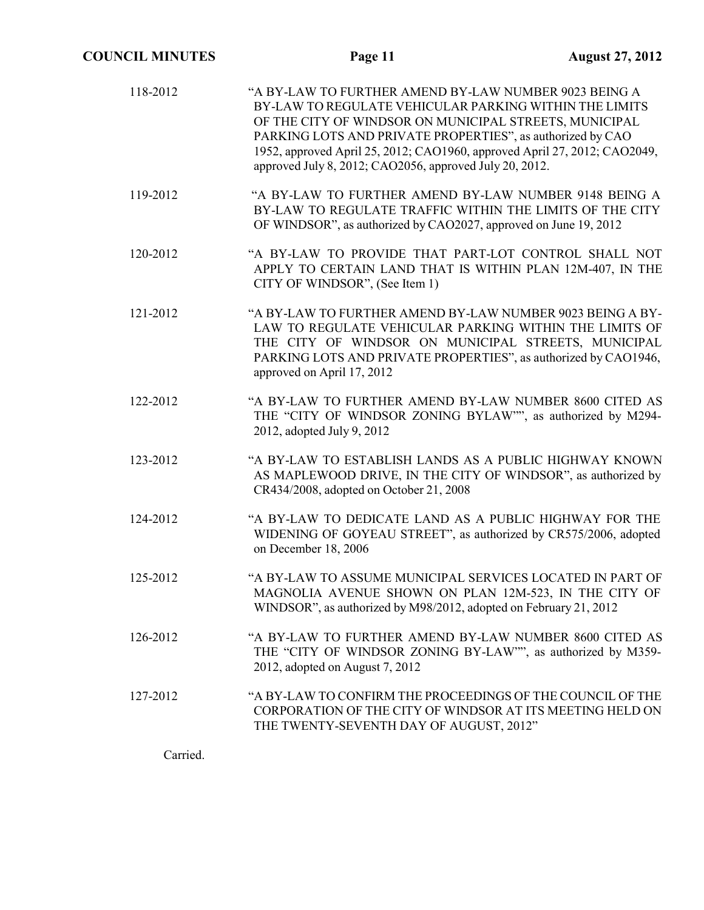118-2012 "A BY-LAW TO FURTHER AMEND BY-LAW NUMBER 9023 BEING A BY-LAW TO REGULATE VEHICULAR PARKING WITHIN THE LIMITS OF THE CITY OF WINDSOR ON MUNICIPAL STREETS, MUNICIPAL PARKING LOTS AND PRIVATE PROPERTIES", as authorized by CAO 1952, approved April 25, 2012; CAO1960, approved April 27, 2012; CAO2049, approved July 8, 2012; CAO2056, approved July 20, 2012.

119-2012 "A BY-LAW TO FURTHER AMEND BY-LAW NUMBER 9148 BEING A BY-LAW TO REGULATE TRAFFIC WITHIN THE LIMITS OF THE CITY OF WINDSOR", as authorized by CAO2027, approved on June 19, 2012

120-2012 "A BY-LAW TO PROVIDE THAT PART-LOT CONTROL SHALL NOT APPLY TO CERTAIN LAND THAT IS WITHIN PLAN 12M-407, IN THE CITY OF WINDSOR", (See Item 1)

121-2012 "A BY-LAW TO FURTHER AMEND BY-LAW NUMBER 9023 BEING A BY-LAW TO REGULATE VEHICULAR PARKING WITHIN THE LIMITS OF THE CITY OF WINDSOR ON MUNICIPAL STREETS, MUNICIPAL PARKING LOTS AND PRIVATE PROPERTIES", as authorized by CAO1946, approved on April 17, 2012

122-2012 "A BY-LAW TO FURTHER AMEND BY-LAW NUMBER 8600 CITED AS THE "CITY OF WINDSOR ZONING BYLAW"", as authorized by M294-2012, adopted July 9, 2012

123-2012 "A BY-LAW TO ESTABLISH LANDS AS A PUBLIC HIGHWAY KNOWN AS MAPLEWOOD DRIVE, IN THE CITY OF WINDSOR", as authorized by CR434/2008, adopted on October 21, 2008

124-2012 "A BY-LAW TO DEDICATE LAND AS A PUBLIC HIGHWAY FOR THE WIDENING OF GOYEAU STREET", as authorized by CR575/2006, adopted on December 18, 2006

125-2012 "A BY-LAW TO ASSUME MUNICIPAL SERVICES LOCATED IN PART OF MAGNOLIA AVENUE SHOWN ON PLAN 12M-523, IN THE CITY OF WINDSOR", as authorized by M98/2012, adopted on February 21, 2012

126-2012 "A BY-LAW TO FURTHER AMEND BY-LAW NUMBER 8600 CITED AS THE "CITY OF WINDSOR ZONING BY-LAW"", as authorized by M359-2012, adopted on August 7, 2012

127-2012 "A BY-LAW TO CONFIRM THE PROCEEDINGS OF THE COUNCIL OF THE CORPORATION OF THE CITY OF WINDSOR AT ITS MEETING HELD ON THE TWENTY-SEVENTH DAY OF AUGUST, 2012"

Carried.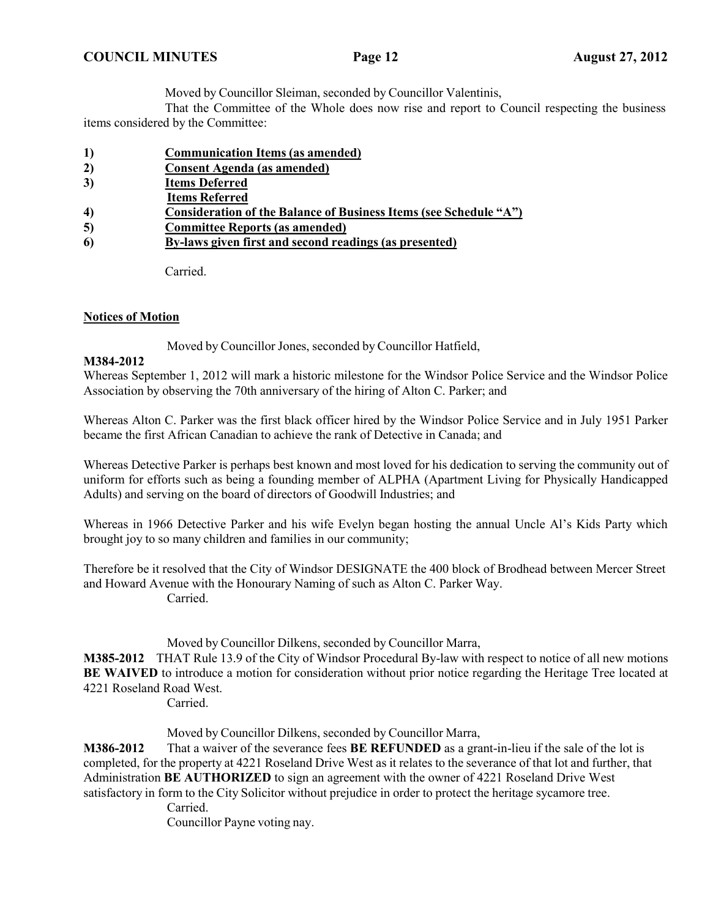Moved by Councillor Sleiman, seconded by Councillor Valentinis,

That the Committee of the Whole does now rise and report to Council respecting the business items considered by the Committee:

1) **Communication Items (as amended)**
2) **Consent Agenda (as amended)**
3) **Items Deferred**
   **Items Referred**
4) **Consideration of the Balance of Business Items (see Schedule "A")**
5) **Committee Reports (as amended)**
6) **By-laws given first and second readings (as presented)**

Carried.

**Notices of Motion**

Moved by Councillor Jones, seconded by Councillor Hatfield,

**M384-2012**
Whereas September 1, 2012 will mark a historic milestone for the Windsor Police Service and the Windsor Police Association by observing the 70th anniversary of the hiring of Alton C. Parker; and

Whereas Alton C. Parker was the first black officer hired by the Windsor Police Service and in July 1951 Parker became the first African Canadian to achieve the rank of Detective in Canada; and

Whereas Detective Parker is perhaps best known and most loved for his dedication to serving the community out of uniform for efforts such as being a founding member of ALPHA (Apartment Living for Physically Handicapped Adults) and serving on the board of directors of Goodwill Industries; and

Whereas in 1966 Detective Parker and his wife Evelyn began hosting the annual Uncle Al's Kids Party which brought joy to so many children and families in our community;

Therefore be it resolved that the City of Windsor DESIGNATE the 400 block of Brodhead between Mercer Street and Howard Avenue with the Honourary Naming of such as Alton C. Parker Way.

Carried.

Moved by Councillor Dilkens, seconded by Councillor Marra,

**M385-2012** THAT Rule 13.9 of the City of Windsor Procedural By-law with respect to notice of all new motions **BE WAIVED** to introduce a motion for consideration without prior notice regarding the Heritage Tree located at 4221 Roseland Road West.

Carried.

Moved by Councillor Dilkens, seconded by Councillor Marra,

**M386-2012** That a waiver of the severance fees **BE REFUNDED** as a grant-in-lieu if the sale of the lot is completed, for the property at 4221 Roseland Drive West as it relates to the severance of that lot and further, that Administration **BE AUTHORIZED** to sign an agreement with the owner of 4221 Roseland Drive West satisfactory in form to the City Solicitor without prejudice in order to protect the heritage sycamore tree.

Carried.

Councillor Payne voting nay.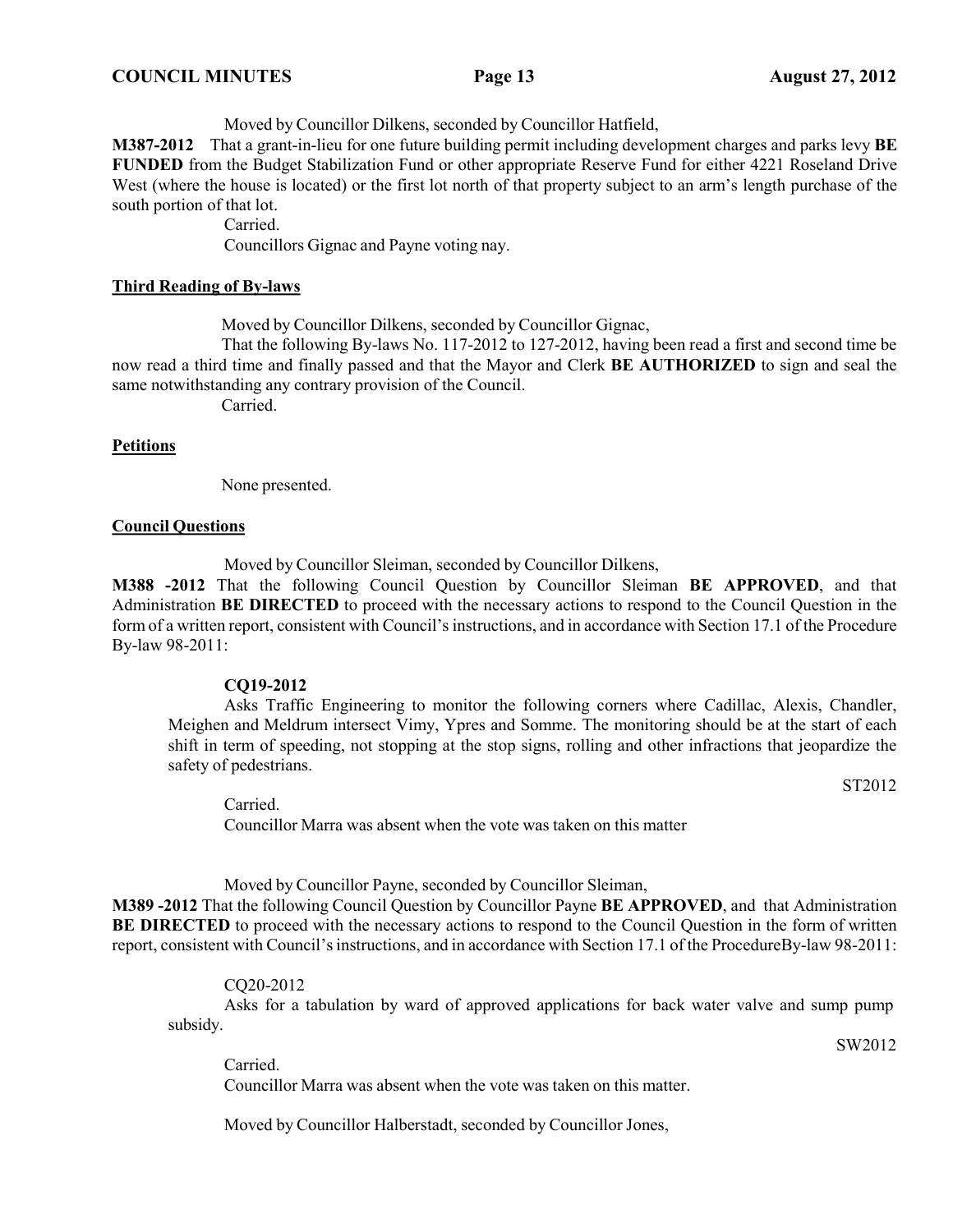Moved by Councillor Dilkens, seconded by Councillor Hatfield,

**M387-2012** That a grant-in-lieu for one future building permit including development charges and parks levy **BE FUNDED** from the Budget Stabilization Fund or other appropriate Reserve Fund for either 4221 Roseland Drive West (where the house is located) or the first lot north of that property subject to an arm's length purchase of the south portion of that lot.

Carried.

Councillors Gignac and Payne voting nay.

**Third Reading of By-laws**

Moved by Councillor Dilkens, seconded by Councillor Gignac,

That the following By-laws No. 117-2012 to 127-2012, having been read a first and second time be now read a third time and finally passed and that the Mayor and Clerk **BE AUTHORIZED** to sign and seal the same notwithstanding any contrary provision of the Council.

Carried.

**Petitions**

None presented.

**Council Questions**

Moved by Councillor Sleiman, seconded by Councillor Dilkens,

**M388 -2012** That the following Council Question by Councillor Sleiman **BE APPROVED**, and that Administration **BE DIRECTED** to proceed with the necessary actions to respond to the Council Question in the form of a written report, consistent with Council's instructions, and in accordance with Section 17.1 of the Procedure By-law 98-2011:

**CQ19-2012**

Asks Traffic Engineering to monitor the following corners where Cadillac, Alexis, Chandler, Meighen and Meldrum intersect Vimy, Ypres and Somme. The monitoring should be at the start of each shift in term of speeding, not stopping at the stop signs, rolling and other infractions that jeopardize the safety of pedestrians.

ST2012

Carried.

Councillor Marra was absent when the vote was taken on this matter

Moved by Councillor Payne, seconded by Councillor Sleiman,

**M389 -2012** That the following Council Question by Councillor Payne **BE APPROVED**, and that Administration **BE DIRECTED** to proceed with the necessary actions to respond to the Council Question in the form of written report, consistent with Council's instructions, and in accordance with Section 17.1 of the ProcedureBy-law 98-2011:

CQ20-2012

Asks for a tabulation by ward of approved applications for back water valve and sump pump subsidy.

SW2012

Carried.

Councillor Marra was absent when the vote was taken on this matter.

Moved by Councillor Halberstadt, seconded by Councillor Jones,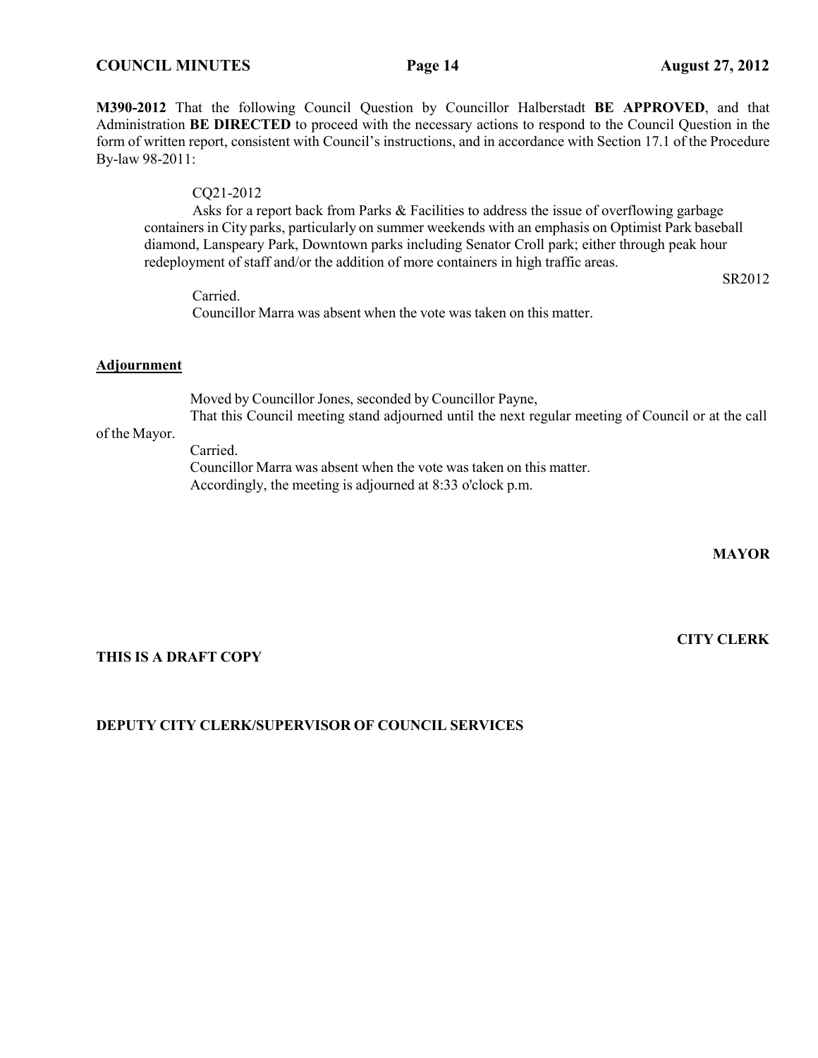**M390-2012** That the following Council Question by Councillor Halberstadt **BE APPROVED**, and that Administration **BE DIRECTED** to proceed with the necessary actions to respond to the Council Question in the form of written report, consistent with Council's instructions, and in accordance with Section 17.1 of the Procedure By-law 98-2011:

CQ21-2012

Asks for a report back from Parks & Facilities to address the issue of overflowing garbage containers in City parks, particularly on summer weekends with an emphasis on Optimist Park baseball diamond, Lanspeary Park, Downtown parks including Senator Croll park; either through peak hour redeployment of staff and/or the addition of more containers in high traffic areas.

SR2012

Carried.

Councillor Marra was absent when the vote was taken on this matter.

**Adjournment**

Moved by Councillor Jones, seconded by Councillor Payne,

That this Council meeting stand adjourned until the next regular meeting of Council or at the call of the Mayor.

Carried.

Councillor Marra was absent when the vote was taken on this matter.

Accordingly, the meeting is adjourned at 8:33 o'clock p.m.

**MAYOR**

**CITY CLERK**

**THIS IS A DRAFT COPY**

**DEPUTY CITY CLERK/SUPERVISOR OF COUNCIL SERVICES**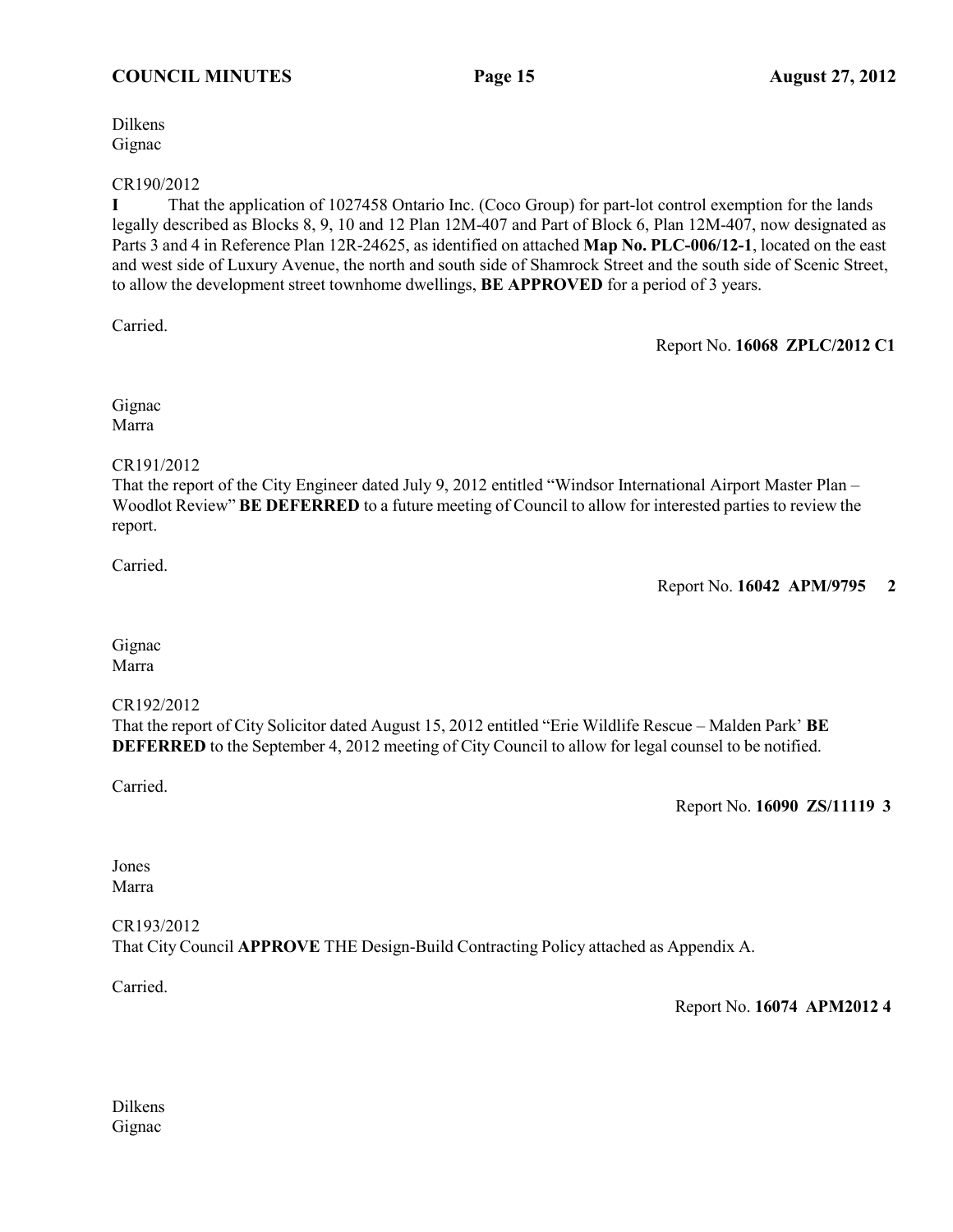Dilkens
Gignac

CR190/2012

**I** That the application of 1027458 Ontario Inc. (Coco Group) for part-lot control exemption for the lands legally described as Blocks 8, 9, 10 and 12 Plan 12M-407 and Part of Block 6, Plan 12M-407, now designated as Parts 3 and 4 in Reference Plan 12R-24625, as identified on attached **Map No. PLC-006/12-1**, located on the east and west side of Luxury Avenue, the north and south side of Shamrock Street and the south side of Scenic Street, to allow the development street townhome dwellings, **BE APPROVED** for a period of 3 years.

Carried.

Report No. **16068 ZPLC/2012 C1**

Gignac
Marra

CR191/2012

That the report of the City Engineer dated July 9, 2012 entitled "Windsor International Airport Master Plan – Woodlot Review" **BE DEFERRED** to a future meeting of Council to allow for interested parties to review the report.

Carried.

Report No. **16042 APM/9795 2**

Gignac
Marra

CR192/2012

That the report of City Solicitor dated August 15, 2012 entitled "Erie Wildlife Rescue – Malden Park' **BE DEFERRED** to the September 4, 2012 meeting of City Council to allow for legal counsel to be notified.

Carried.

Report No. **16090 ZS/11119 3**

Jones
Marra

CR193/2012

That City Council **APPROVE** THE Design-Build Contracting Policy attached as Appendix A.

Carried.

Report No. **16074 APM2012 4**

Dilkens
Gignac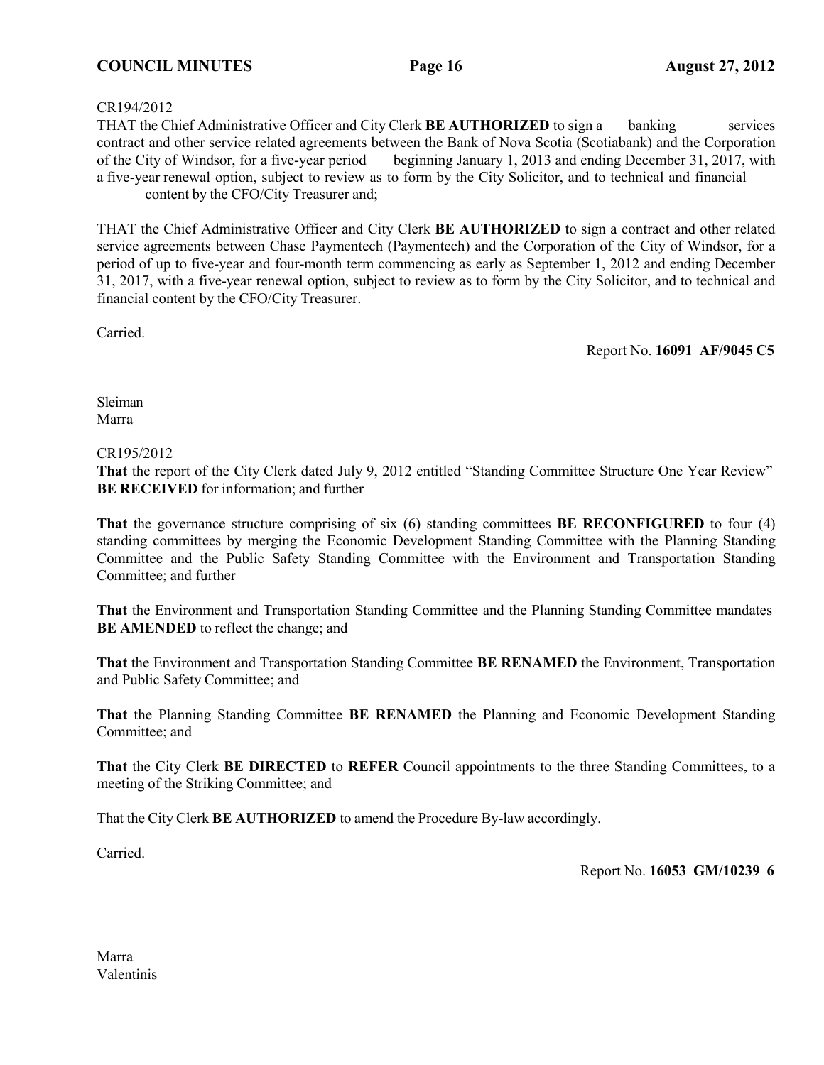CR194/2012
THAT the Chief Administrative Officer and City Clerk **BE AUTHORIZED** to sign a banking services contract and other service related agreements between the Bank of Nova Scotia (Scotiabank) and the Corporation of the City of Windsor, for a five-year period beginning January 1, 2013 and ending December 31, 2017, with a five-year renewal option, subject to review as to form by the City Solicitor, and to technical and financial content by the CFO/City Treasurer and;

THAT the Chief Administrative Officer and City Clerk **BE AUTHORIZED** to sign a contract and other related service agreements between Chase Paymentech (Paymentech) and the Corporation of the City of Windsor, for a period of up to five-year and four-month term commencing as early as September 1, 2012 and ending December 31, 2017, with a five-year renewal option, subject to review as to form by the City Solicitor, and to technical and financial content by the CFO/City Treasurer.

Carried.

Report No. **16091 AF/9045 C5**

Sleiman
Marra

CR195/2012
**That** the report of the City Clerk dated July 9, 2012 entitled "Standing Committee Structure One Year Review" **BE RECEIVED** for information; and further

**That** the governance structure comprising of six (6) standing committees **BE RECONFIGURED** to four (4) standing committees by merging the Economic Development Standing Committee with the Planning Standing Committee and the Public Safety Standing Committee with the Environment and Transportation Standing Committee; and further

**That** the Environment and Transportation Standing Committee and the Planning Standing Committee mandates **BE AMENDED** to reflect the change; and

**That** the Environment and Transportation Standing Committee **BE RENAMED** the Environment, Transportation and Public Safety Committee; and

**That** the Planning Standing Committee **BE RENAMED** the Planning and Economic Development Standing Committee; and

**That** the City Clerk **BE DIRECTED** to **REFER** Council appointments to the three Standing Committees, to a meeting of the Striking Committee; and

That the City Clerk **BE AUTHORIZED** to amend the Procedure By-law accordingly.

Carried.

Report No. **16053 GM/10239 6**

Marra
Valentinis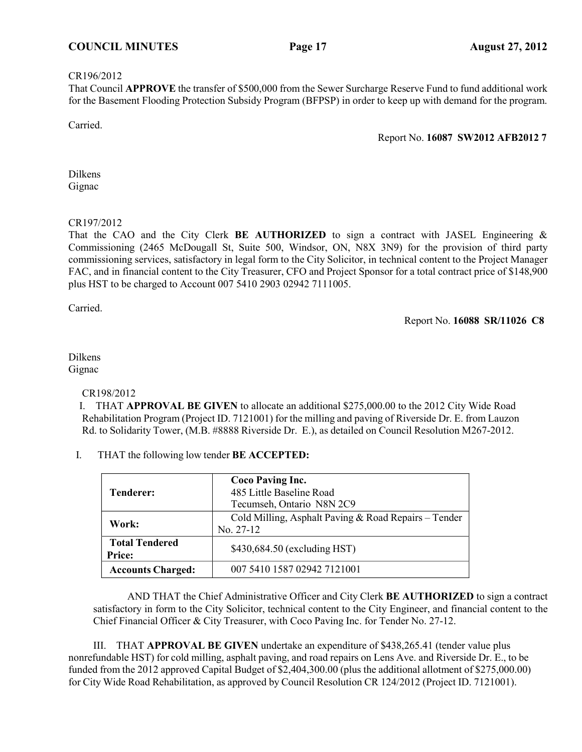CR196/2012
That Council **APPROVE** the transfer of $500,000 from the Sewer Surcharge Reserve Fund to fund additional work for the Basement Flooding Protection Subsidy Program (BFPSP) in order to keep up with demand for the program.

Carried.

Report No. **16087 SW2012 AFB2012 7**

Dilkens
Gignac

CR197/2012
That the CAO and the City Clerk **BE AUTHORIZED** to sign a contract with JASEL Engineering & Commissioning (2465 McDougall St, Suite 500, Windsor, ON, N8X 3N9) for the provision of third party commissioning services, satisfactory in legal form to the City Solicitor, in technical content to the Project Manager FAC, and in financial content to the City Treasurer, CFO and Project Sponsor for a total contract price of $148,900 plus HST to be charged to Account 007 5410 2903 02942 7111005.

Carried.

Report No. **16088 SR/11026 C8**

Dilkens
Gignac

CR198/2012
I. THAT **APPROVAL BE GIVEN** to allocate an additional $275,000.00 to the 2012 City Wide Road Rehabilitation Program (Project ID. 7121001) for the milling and paving of Riverside Dr. E. from Lauzon Rd. to Solidarity Tower, (M.B. #8888 Riverside Dr. E.), as detailed on Council Resolution M267-2012.

I. THAT the following low tender **BE ACCEPTED:**

| | |
|---|---|
| **Tenderer:** | **Coco Paving Inc.** 485 Little Baseline Road Tecumseh, Ontario N8N 2C9 |
| **Work:** | Cold Milling, Asphalt Paving & Road Repairs – Tender No. 27-12 |
| **Total Tendered Price:** | $430,684.50 (excluding HST) |
| **Accounts Charged:** | 007 5410 1587 02942 7121001 |

AND THAT the Chief Administrative Officer and City Clerk **BE AUTHORIZED** to sign a contract satisfactory in form to the City Solicitor, technical content to the City Engineer, and financial content to the Chief Financial Officer & City Treasurer, with Coco Paving Inc. for Tender No. 27-12.

III. THAT **APPROVAL BE GIVEN** undertake an expenditure of $438,265.41 (tender value plus nonrefundable HST) for cold milling, asphalt paving, and road repairs on Lens Ave. and Riverside Dr. E., to be funded from the 2012 approved Capital Budget of $2,404,300.00 (plus the additional allotment of $275,000.00) for City Wide Road Rehabilitation, as approved by Council Resolution CR 124/2012 (Project ID. 7121001).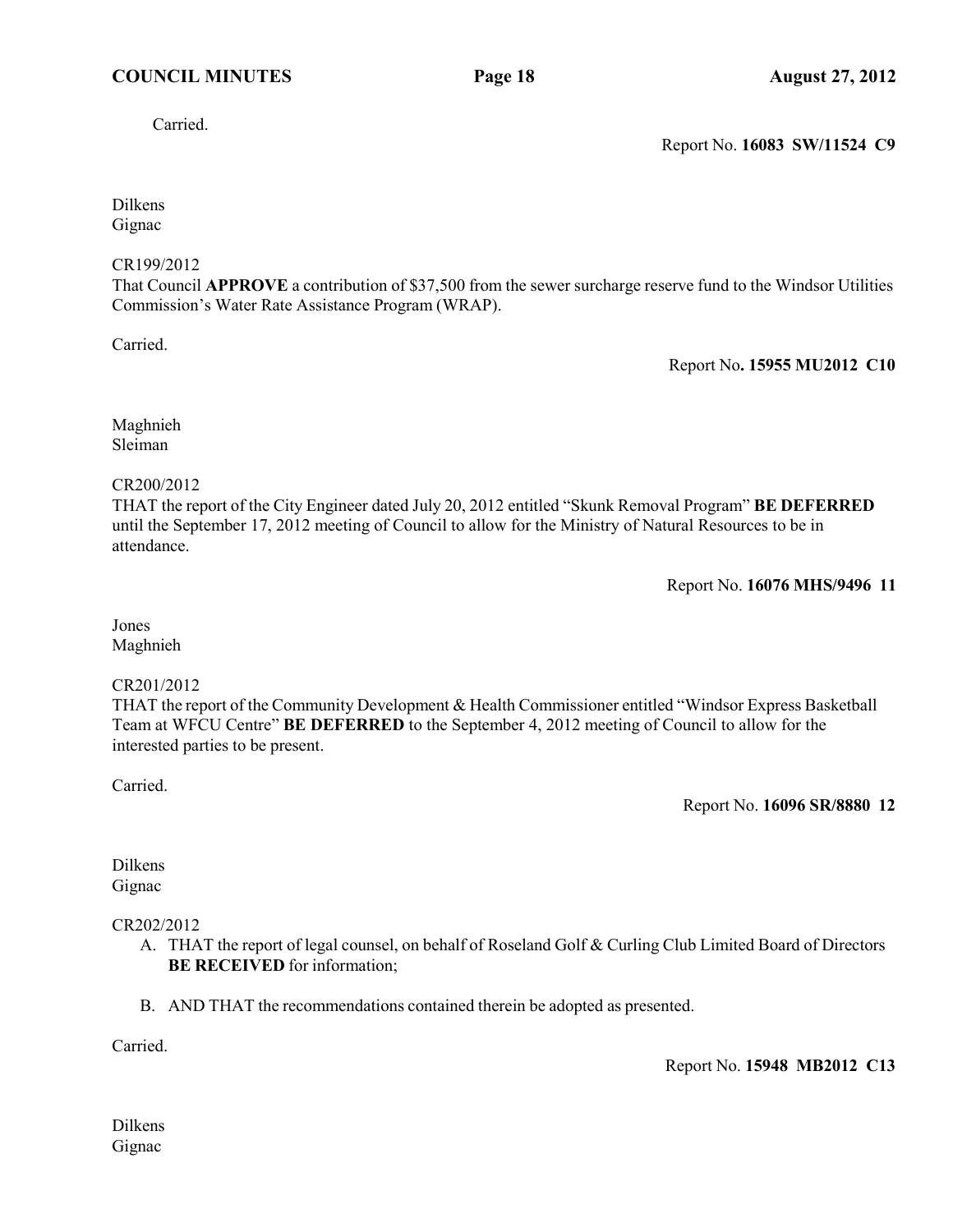Carried.

Report No. **16083 SW/11524 C9**

Dilkens
Gignac

CR199/2012
That Council **APPROVE** a contribution of $37,500 from the sewer surcharge reserve fund to the Windsor Utilities Commission's Water Rate Assistance Program (WRAP).

Carried.

Report No**. 15955 MU2012 C10**

Maghnieh
Sleiman

CR200/2012
THAT the report of the City Engineer dated July 20, 2012 entitled "Skunk Removal Program" **BE DEFERRED** until the September 17, 2012 meeting of Council to allow for the Ministry of Natural Resources to be in attendance.

Report No. **16076 MHS/9496 11**

Jones
Maghnieh

CR201/2012
THAT the report of the Community Development & Health Commissioner entitled "Windsor Express Basketball Team at WFCU Centre" **BE DEFERRED** to the September 4, 2012 meeting of Council to allow for the interested parties to be present.

Carried.

Report No. **16096 SR/8880 12**

Dilkens
Gignac

CR202/2012

A. THAT the report of legal counsel, on behalf of Roseland Golf & Curling Club Limited Board of Directors **BE RECEIVED** for information;

B. AND THAT the recommendations contained therein be adopted as presented.

Carried.

Report No. **15948 MB2012 C13**

Dilkens
Gignac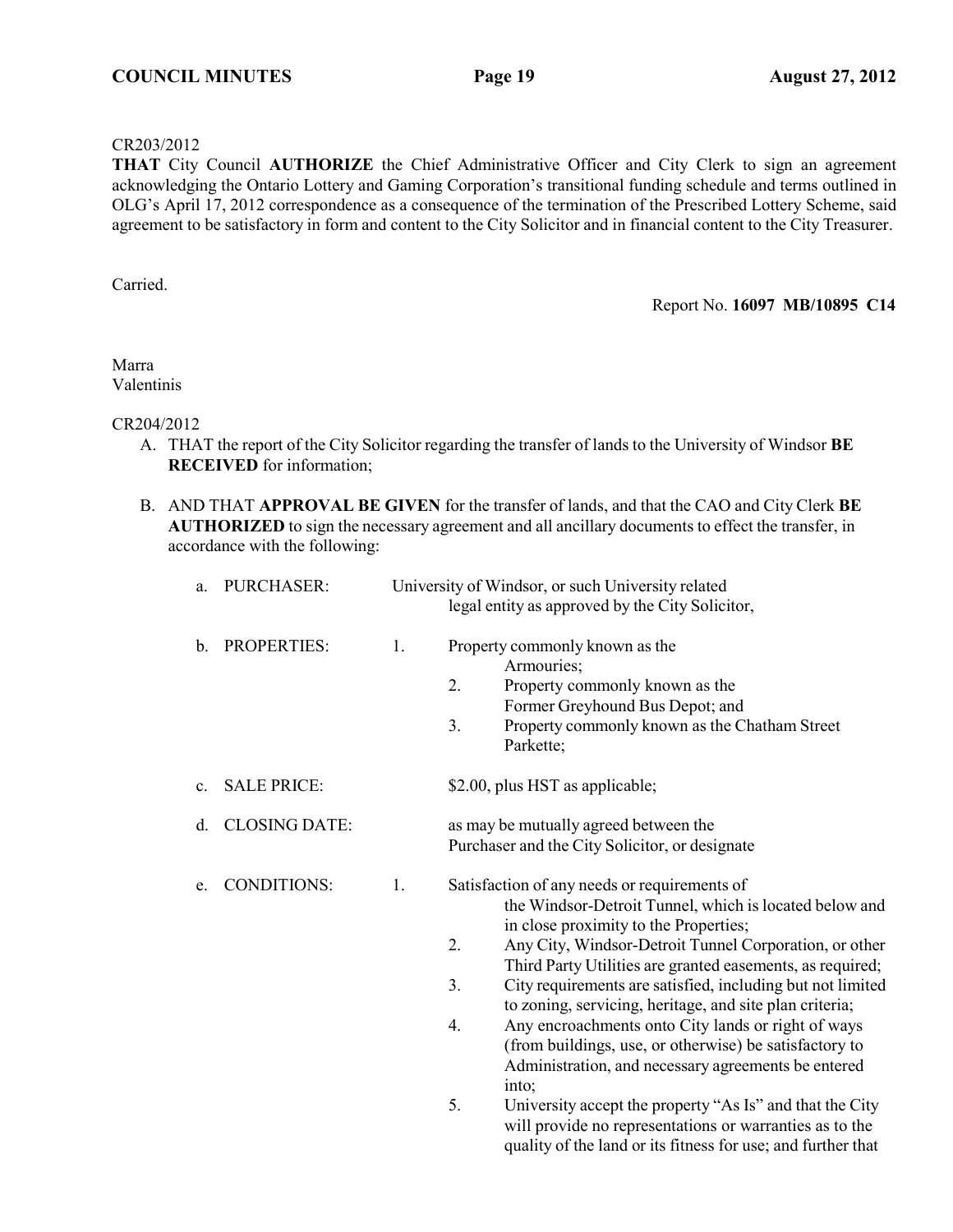CR203/2012
**THAT** City Council **AUTHORIZE** the Chief Administrative Officer and City Clerk to sign an agreement acknowledging the Ontario Lottery and Gaming Corporation's transitional funding schedule and terms outlined in OLG's April 17, 2012 correspondence as a consequence of the termination of the Prescribed Lottery Scheme, said agreement to be satisfactory in form and content to the City Solicitor and in financial content to the City Treasurer.

Carried.

Report No. **16097 MB/10895 C14**

Marra
Valentinis

CR204/2012

A. THAT the report of the City Solicitor regarding the transfer of lands to the University of Windsor **BE RECEIVED** for information;

B. AND THAT **APPROVAL BE GIVEN** for the transfer of lands, and that the CAO and City Clerk **BE AUTHORIZED** to sign the necessary agreement and all ancillary documents to effect the transfer, in accordance with the following:

   a. PURCHASER: University of Windsor, or such University related legal entity as approved by the City Solicitor,

   b. PROPERTIES:
      1. Property commonly known as the Armouries;
      2. Property commonly known as the Former Greyhound Bus Depot; and
      3. Property commonly known as the Chatham Street Parkette;

   c. SALE PRICE: $2.00, plus HST as applicable;

   d. CLOSING DATE: as may be mutually agreed between the Purchaser and the City Solicitor, or designate

   e. CONDITIONS:
      1. Satisfaction of any needs or requirements of the Windsor-Detroit Tunnel, which is located below and in close proximity to the Properties;
      2. Any City, Windsor-Detroit Tunnel Corporation, or other Third Party Utilities are granted easements, as required;
      3. City requirements are satisfied, including but not limited to zoning, servicing, heritage, and site plan criteria;
      4. Any encroachments onto City lands or right of ways (from buildings, use, or otherwise) be satisfactory to Administration, and necessary agreements be entered into;
      5. University accept the property "As Is" and that the City will provide no representations or warranties as to the quality of the land or its fitness for use; and further that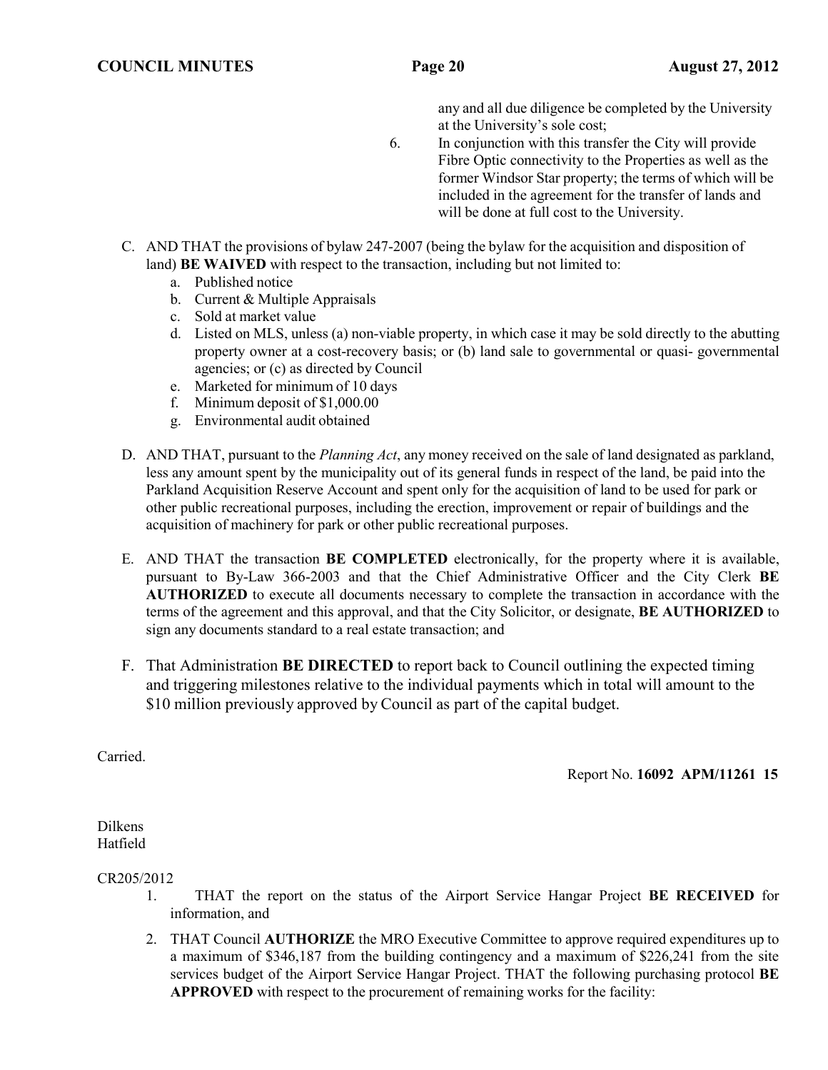any and all due diligence be completed by the University at the University's sole cost;

6. In conjunction with this transfer the City will provide Fibre Optic connectivity to the Properties as well as the former Windsor Star property; the terms of which will be included in the agreement for the transfer of lands and will be done at full cost to the University.

C. AND THAT the provisions of bylaw 247-2007 (being the bylaw for the acquisition and disposition of land) **BE WAIVED** with respect to the transaction, including but not limited to:
   a. Published notice
   b. Current & Multiple Appraisals
   c. Sold at market value
   d. Listed on MLS, unless (a) non-viable property, in which case it may be sold directly to the abutting property owner at a cost-recovery basis; or (b) land sale to governmental or quasi- governmental agencies; or (c) as directed by Council
   e. Marketed for minimum of 10 days
   f. Minimum deposit of $1,000.00
   g. Environmental audit obtained

D. AND THAT, pursuant to the *Planning Act*, any money received on the sale of land designated as parkland, less any amount spent by the municipality out of its general funds in respect of the land, be paid into the Parkland Acquisition Reserve Account and spent only for the acquisition of land to be used for park or other public recreational purposes, including the erection, improvement or repair of buildings and the acquisition of machinery for park or other public recreational purposes.

E. AND THAT the transaction **BE COMPLETED** electronically, for the property where it is available, pursuant to By-Law 366-2003 and that the Chief Administrative Officer and the City Clerk **BE AUTHORIZED** to execute all documents necessary to complete the transaction in accordance with the terms of the agreement and this approval, and that the City Solicitor, or designate, **BE AUTHORIZED** to sign any documents standard to a real estate transaction; and

F. That Administration **BE DIRECTED** to report back to Council outlining the expected timing and triggering milestones relative to the individual payments which in total will amount to the $10 million previously approved by Council as part of the capital budget.

Carried.

Report No. **16092 APM/11261 15**

Dilkens
Hatfield

CR205/2012

1. THAT the report on the status of the Airport Service Hangar Project **BE RECEIVED** for information, and
2. THAT Council **AUTHORIZE** the MRO Executive Committee to approve required expenditures up to a maximum of $346,187 from the building contingency and a maximum of $226,241 from the site services budget of the Airport Service Hangar Project. THAT the following purchasing protocol **BE APPROVED** with respect to the procurement of remaining works for the facility: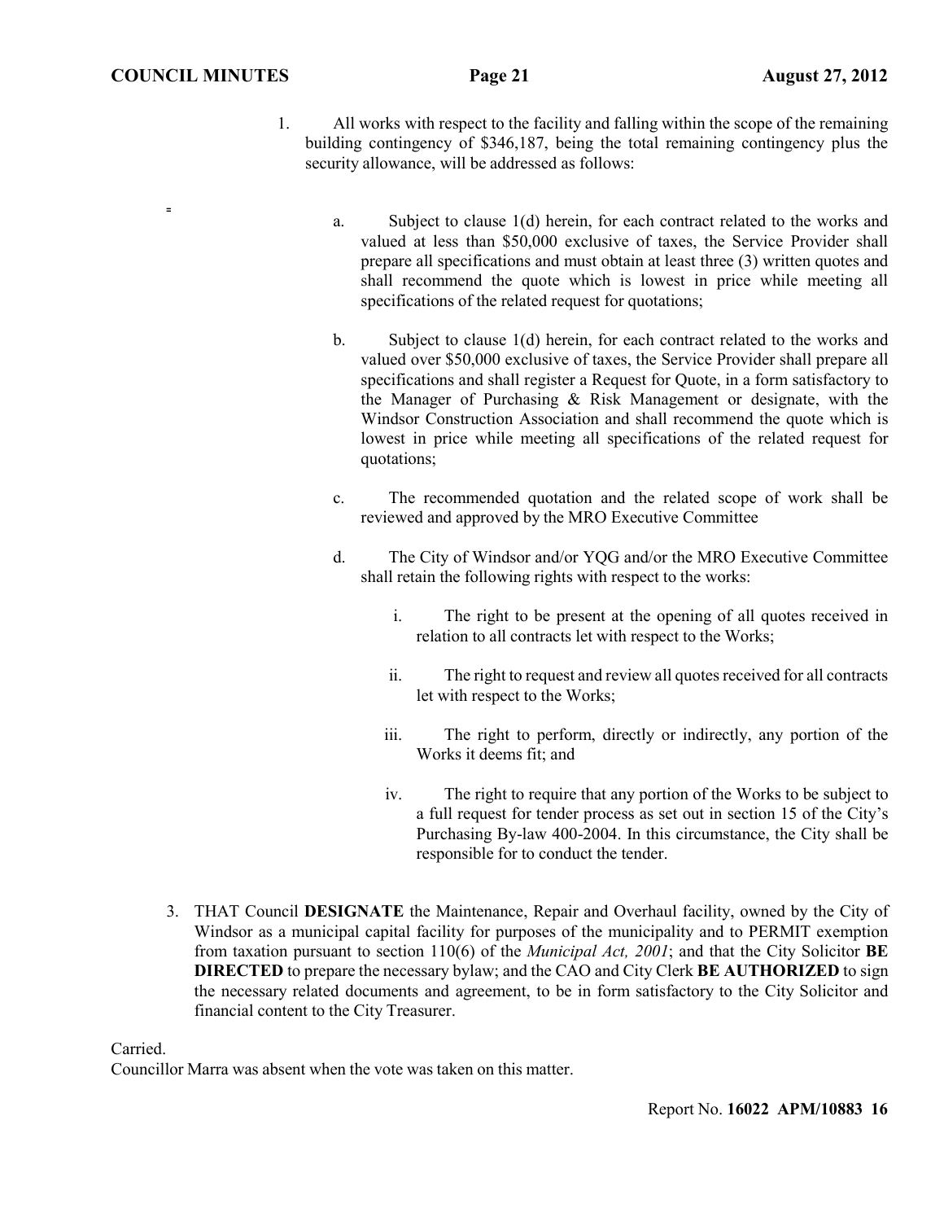1. All works with respect to the facility and falling within the scope of the remaining building contingency of $346,187, being the total remaining contingency plus the security allowance, will be addressed as follows:

   a. Subject to clause 1(d) herein, for each contract related to the works and valued at less than $50,000 exclusive of taxes, the Service Provider shall prepare all specifications and must obtain at least three (3) written quotes and shall recommend the quote which is lowest in price while meeting all specifications of the related request for quotations;

   b. Subject to clause 1(d) herein, for each contract related to the works and valued over $50,000 exclusive of taxes, the Service Provider shall prepare all specifications and shall register a Request for Quote, in a form satisfactory to the Manager of Purchasing & Risk Management or designate, with the Windsor Construction Association and shall recommend the quote which is lowest in price while meeting all specifications of the related request for quotations;

   c. The recommended quotation and the related scope of work shall be reviewed and approved by the MRO Executive Committee

   d. The City of Windsor and/or YQG and/or the MRO Executive Committee shall retain the following rights with respect to the works:

      i. The right to be present at the opening of all quotes received in relation to all contracts let with respect to the Works;

      ii. The right to request and review all quotes received for all contracts let with respect to the Works;

      iii. The right to perform, directly or indirectly, any portion of the Works it deems fit; and

      iv. The right to require that any portion of the Works to be subject to a full request for tender process as set out in section 15 of the City's Purchasing By-law 400-2004. In this circumstance, the City shall be responsible for to conduct the tender.

3. THAT Council **DESIGNATE** the Maintenance, Repair and Overhaul facility, owned by the City of Windsor as a municipal capital facility for purposes of the municipality and to PERMIT exemption from taxation pursuant to section 110(6) of the *Municipal Act, 2001*; and that the City Solicitor **BE DIRECTED** to prepare the necessary bylaw; and the CAO and City Clerk **BE AUTHORIZED** to sign the necessary related documents and agreement, to be in form satisfactory to the City Solicitor and financial content to the City Treasurer.

Carried.
Councillor Marra was absent when the vote was taken on this matter.

Report No. **16022 APM/10883 16**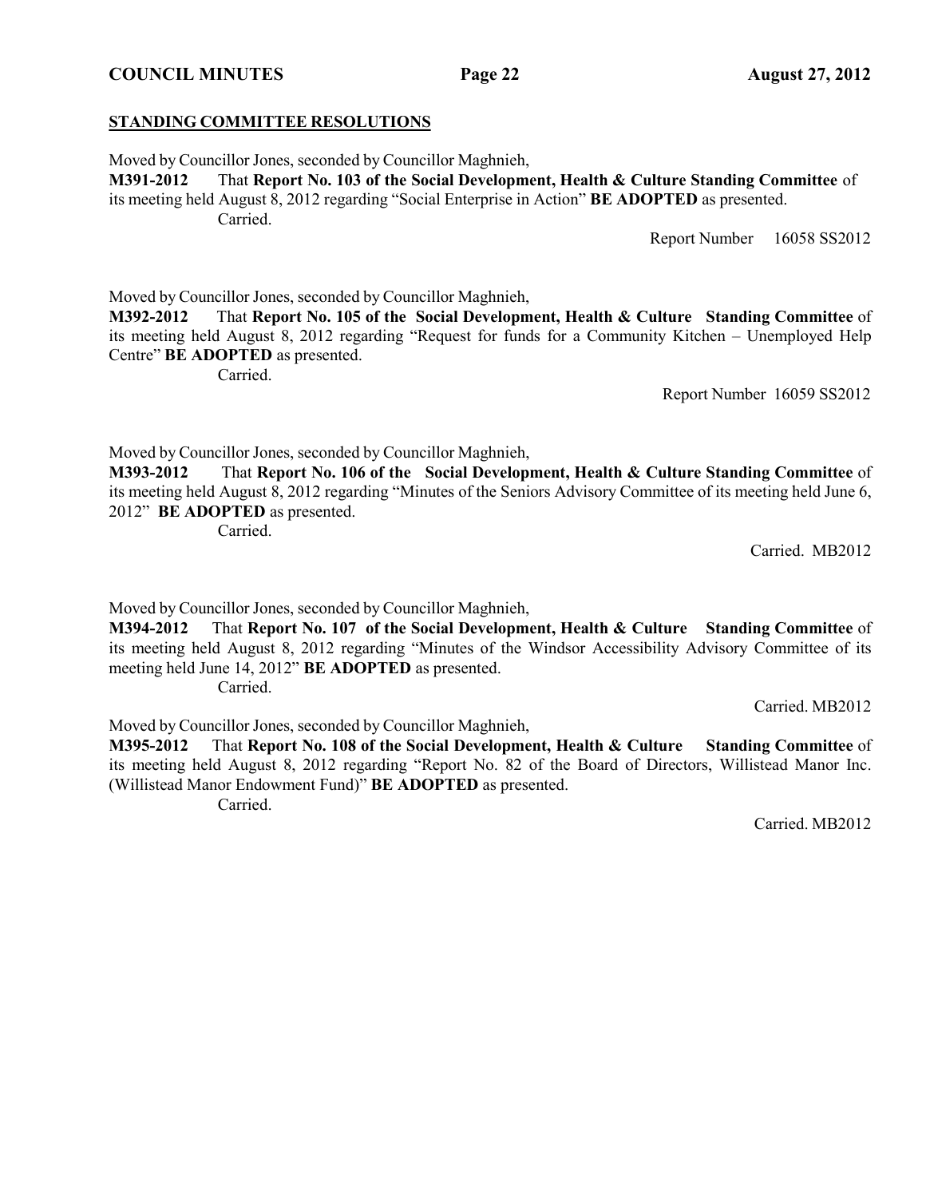## STANDING COMMITTEE RESOLUTIONS

Moved by Councillor Jones, seconded by Councillor Maghnieh,

**M391-2012** That **Report No. 103 of the Social Development, Health & Culture Standing Committee** of its meeting held August 8, 2012 regarding "Social Enterprise in Action" **BE ADOPTED** as presented.

Carried.

Report Number 16058 SS2012

Moved by Councillor Jones, seconded by Councillor Maghnieh,

**M392-2012** That **Report No. 105 of the Social Development, Health & Culture Standing Committee** of its meeting held August 8, 2012 regarding "Request for funds for a Community Kitchen – Unemployed Help Centre" **BE ADOPTED** as presented.

Carried.

Report Number 16059 SS2012

Moved by Councillor Jones, seconded by Councillor Maghnieh,

**M393-2012** That **Report No. 106 of the Social Development, Health & Culture Standing Committee** of its meeting held August 8, 2012 regarding "Minutes of the Seniors Advisory Committee of its meeting held June 6, 2012" **BE ADOPTED** as presented.

Carried.

Carried. MB2012

Moved by Councillor Jones, seconded by Councillor Maghnieh,

**M394-2012** That **Report No. 107 of the Social Development, Health & Culture Standing Committee** of its meeting held August 8, 2012 regarding "Minutes of the Windsor Accessibility Advisory Committee of its meeting held June 14, 2012" **BE ADOPTED** as presented.

Carried.

Carried. MB2012

Moved by Councillor Jones, seconded by Councillor Maghnieh,

**M395-2012** That **Report No. 108 of the Social Development, Health & Culture Standing Committee** of its meeting held August 8, 2012 regarding "Report No. 82 of the Board of Directors, Willistead Manor Inc. (Willistead Manor Endowment Fund)" **BE ADOPTED** as presented.

Carried.

Carried. MB2012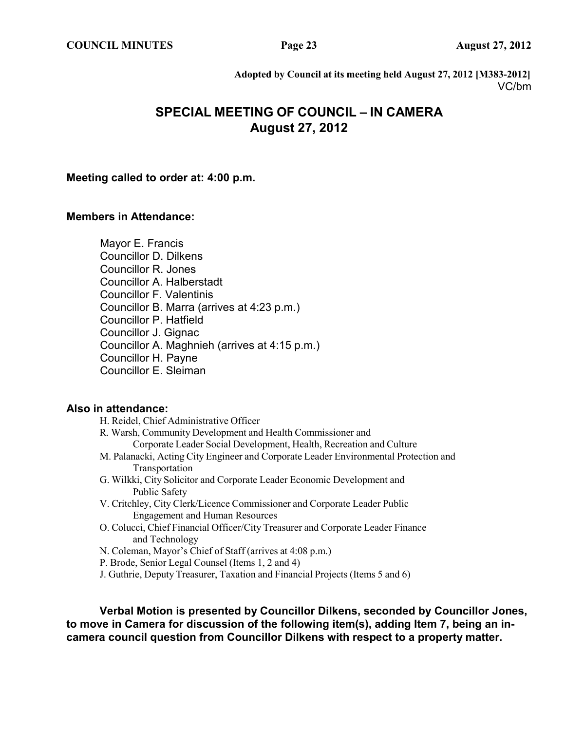Adopted by Council at its meeting held August 27, 2012 [M383-2012]
VC/bm

# SPECIAL MEETING OF COUNCIL – IN CAMERA
# August 27, 2012

**Meeting called to order at: 4:00 p.m.**

**Members in Attendance:**

Mayor E. Francis
Councillor D. Dilkens
Councillor R. Jones
Councillor A. Halberstadt
Councillor F. Valentinis
Councillor B. Marra (arrives at 4:23 p.m.)
Councillor P. Hatfield
Councillor J. Gignac
Councillor A. Maghnieh (arrives at 4:15 p.m.)
Councillor H. Payne
Councillor E. Sleiman

**Also in attendance:**

H. Reidel, Chief Administrative Officer
R. Warsh, Community Development and Health Commissioner and Corporate Leader Social Development, Health, Recreation and Culture
M. Palanacki, Acting City Engineer and Corporate Leader Environmental Protection and Transportation
G. Wilkki, City Solicitor and Corporate Leader Economic Development and Public Safety
V. Critchley, City Clerk/Licence Commissioner and Corporate Leader Public Engagement and Human Resources
O. Colucci, Chief Financial Officer/City Treasurer and Corporate Leader Finance and Technology
N. Coleman, Mayor's Chief of Staff (arrives at 4:08 p.m.)
P. Brode, Senior Legal Counsel (Items 1, 2 and 4)
J. Guthrie, Deputy Treasurer, Taxation and Financial Projects (Items 5 and 6)

**Verbal Motion is presented by Councillor Dilkens, seconded by Councillor Jones, to move in Camera for discussion of the following item(s), adding Item 7, being an in-camera council question from Councillor Dilkens with respect to a property matter.**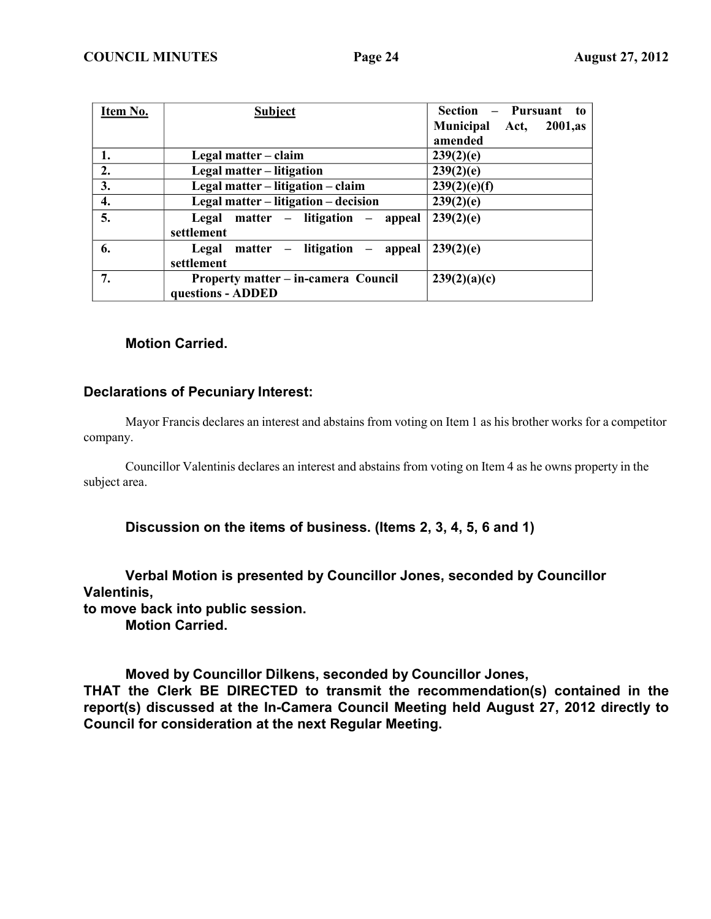| Item No. | Subject | Section – Pursuant to Municipal Act, 2001,as amended |
|---|---|---|
| 1. | Legal matter – claim | 239(2)(e) |
| 2. | Legal matter – litigation | 239(2)(e) |
| 3. | Legal matter – litigation – claim | 239(2)(e)(f) |
| 4. | Legal matter – litigation – decision | 239(2)(e) |
| 5. | Legal matter – litigation – appeal settlement | 239(2)(e) |
| 6. | Legal matter – litigation – appeal settlement | 239(2)(e) |
| 7. | Property matter – in-camera Council questions - ADDED | 239(2)(a)(c) |

**Motion Carried.**

**Declarations of Pecuniary Interest:**

Mayor Francis declares an interest and abstains from voting on Item 1 as his brother works for a competitor company.

Councillor Valentinis declares an interest and abstains from voting on Item 4 as he owns property in the subject area.

**Discussion on the items of business. (Items 2, 3, 4, 5, 6 and 1)**

**Verbal Motion is presented by Councillor Jones, seconded by Councillor Valentinis,
to move back into public session.**
**Motion Carried.**

**Moved by Councillor Dilkens, seconded by Councillor Jones,
THAT the Clerk BE DIRECTED to transmit the recommendation(s) contained in the report(s) discussed at the In-Camera Council Meeting held August 27, 2012 directly to Council for consideration at the next Regular Meeting.**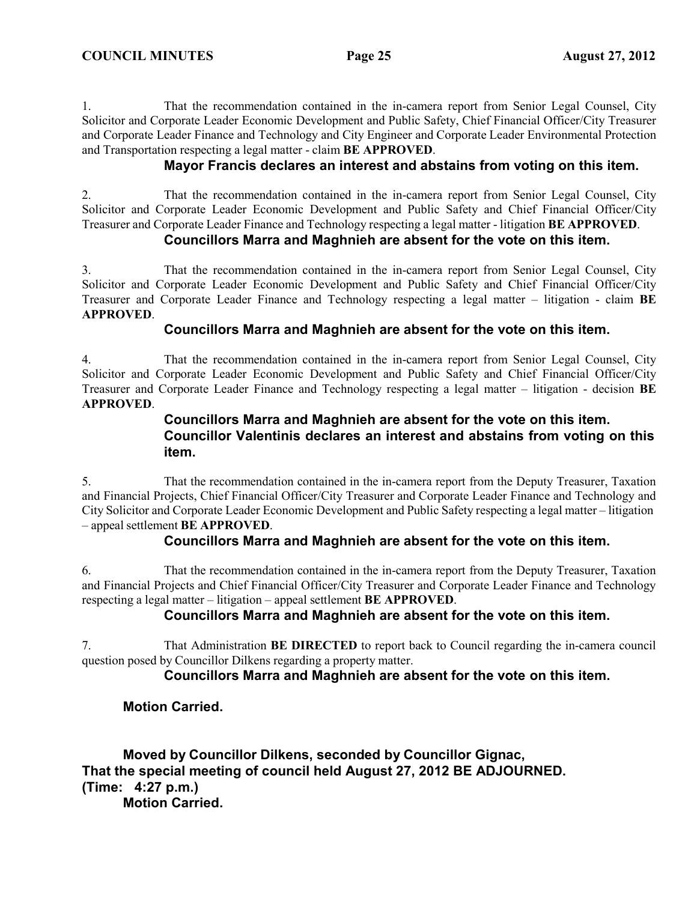1. That the recommendation contained in the in-camera report from Senior Legal Counsel, City Solicitor and Corporate Leader Economic Development and Public Safety, Chief Financial Officer/City Treasurer and Corporate Leader Finance and Technology and City Engineer and Corporate Leader Environmental Protection and Transportation respecting a legal matter - claim **BE APPROVED**.

**Mayor Francis declares an interest and abstains from voting on this item.**

2. That the recommendation contained in the in-camera report from Senior Legal Counsel, City Solicitor and Corporate Leader Economic Development and Public Safety and Chief Financial Officer/City Treasurer and Corporate Leader Finance and Technology respecting a legal matter - litigation **BE APPROVED**.

**Councillors Marra and Maghnieh are absent for the vote on this item.**

3. That the recommendation contained in the in-camera report from Senior Legal Counsel, City Solicitor and Corporate Leader Economic Development and Public Safety and Chief Financial Officer/City Treasurer and Corporate Leader Finance and Technology respecting a legal matter – litigation - claim **BE APPROVED**.

**Councillors Marra and Maghnieh are absent for the vote on this item.**

4. That the recommendation contained in the in-camera report from Senior Legal Counsel, City Solicitor and Corporate Leader Economic Development and Public Safety and Chief Financial Officer/City Treasurer and Corporate Leader Finance and Technology respecting a legal matter – litigation - decision **BE APPROVED**.

**Councillors Marra and Maghnieh are absent for the vote on this item.**
**Councillor Valentinis declares an interest and abstains from voting on this item.**

5. That the recommendation contained in the in-camera report from the Deputy Treasurer, Taxation and Financial Projects, Chief Financial Officer/City Treasurer and Corporate Leader Finance and Technology and City Solicitor and Corporate Leader Economic Development and Public Safety respecting a legal matter – litigation – appeal settlement **BE APPROVED**.

**Councillors Marra and Maghnieh are absent for the vote on this item.**

6. That the recommendation contained in the in-camera report from the Deputy Treasurer, Taxation and Financial Projects and Chief Financial Officer/City Treasurer and Corporate Leader Finance and Technology respecting a legal matter – litigation – appeal settlement **BE APPROVED**.

**Councillors Marra and Maghnieh are absent for the vote on this item.**

7. That Administration **BE DIRECTED** to report back to Council regarding the in-camera council question posed by Councillor Dilkens regarding a property matter.

**Councillors Marra and Maghnieh are absent for the vote on this item.**

**Motion Carried.**

**Moved by Councillor Dilkens, seconded by Councillor Gignac,**
**That the special meeting of council held August 27, 2012 BE ADJOURNED.**
**(Time: 4:27 p.m.)**
**Motion Carried.**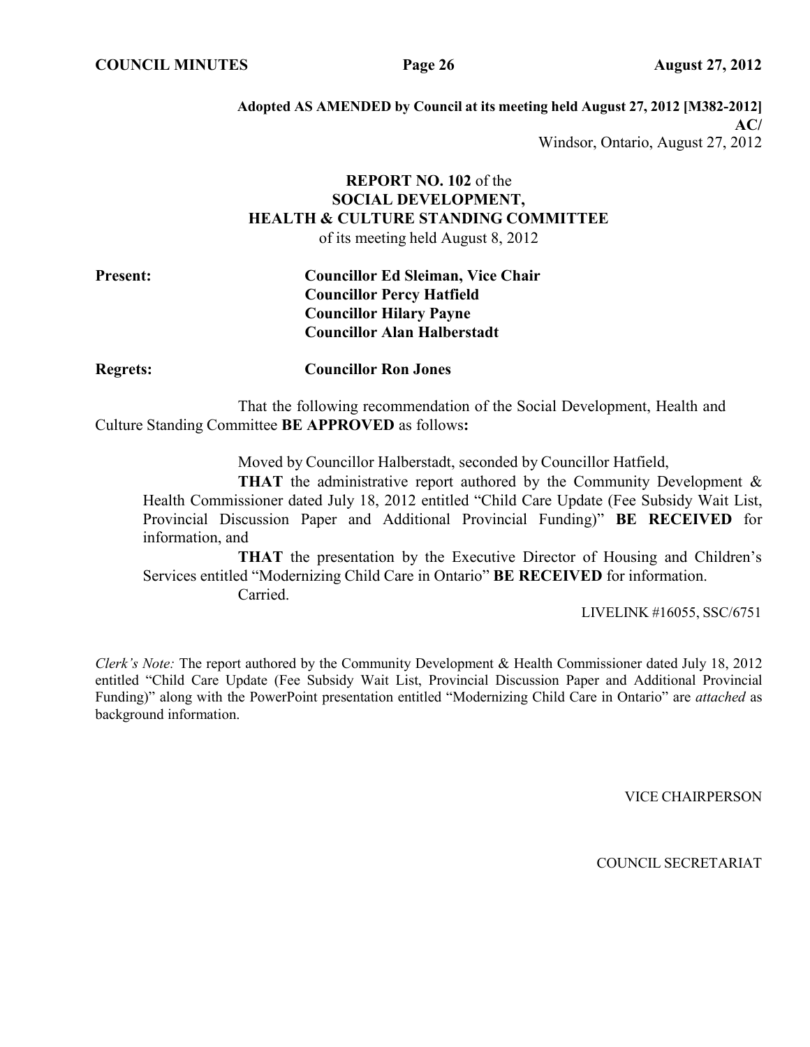**Adopted AS AMENDED by Council at its meeting held August 27, 2012 [M382-2012]**
**AC/**
Windsor, Ontario, August 27, 2012

**REPORT NO. 102** of the
**SOCIAL DEVELOPMENT,**
**HEALTH & CULTURE STANDING COMMITTEE**
of its meeting held August 8, 2012

**Present:** **Councillor Ed Sleiman, Vice Chair**
**Councillor Percy Hatfield**
**Councillor Hilary Payne**
**Councillor Alan Halberstadt**

**Regrets:** **Councillor Ron Jones**

That the following recommendation of the Social Development, Health and Culture Standing Committee **BE APPROVED** as follows**:**

Moved by Councillor Halberstadt, seconded by Councillor Hatfield,

**THAT** the administrative report authored by the Community Development & Health Commissioner dated July 18, 2012 entitled "Child Care Update (Fee Subsidy Wait List, Provincial Discussion Paper and Additional Provincial Funding)" **BE RECEIVED** for information, and

**THAT** the presentation by the Executive Director of Housing and Children's Services entitled "Modernizing Child Care in Ontario" **BE RECEIVED** for information.

Carried.

LIVELINK #16055, SSC/6751

*Clerk's Note:* The report authored by the Community Development & Health Commissioner dated July 18, 2012 entitled "Child Care Update (Fee Subsidy Wait List, Provincial Discussion Paper and Additional Provincial Funding)" along with the PowerPoint presentation entitled "Modernizing Child Care in Ontario" are *attached* as background information.

VICE CHAIRPERSON

COUNCIL SECRETARIAT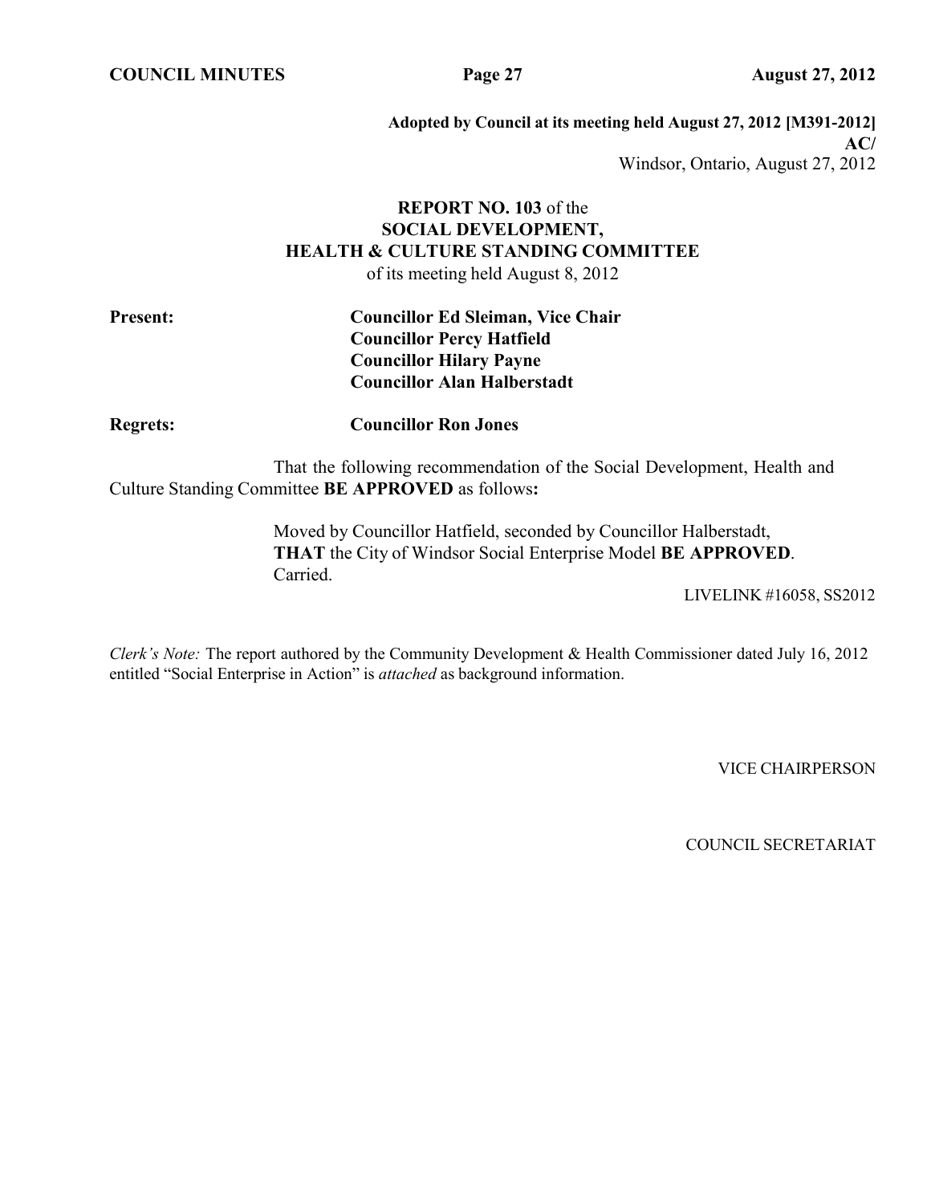**Adopted by Council at its meeting held August 27, 2012 [M391-2012]**
**AC/**
Windsor, Ontario, August 27, 2012

**REPORT NO. 103** of the
**SOCIAL DEVELOPMENT,**
**HEALTH & CULTURE STANDING COMMITTEE**
of its meeting held August 8, 2012

**Present:** **Councillor Ed Sleiman, Vice Chair**
**Councillor Percy Hatfield**
**Councillor Hilary Payne**
**Councillor Alan Halberstadt**

**Regrets:** **Councillor Ron Jones**

That the following recommendation of the Social Development, Health and Culture Standing Committee **BE APPROVED** as follows**:**

Moved by Councillor Hatfield, seconded by Councillor Halberstadt,
**THAT** the City of Windsor Social Enterprise Model **BE APPROVED**.
Carried.

LIVELINK #16058, SS2012

*Clerk's Note:* The report authored by the Community Development & Health Commissioner dated July 16, 2012 entitled "Social Enterprise in Action" is *attached* as background information.

VICE CHAIRPERSON

COUNCIL SECRETARIAT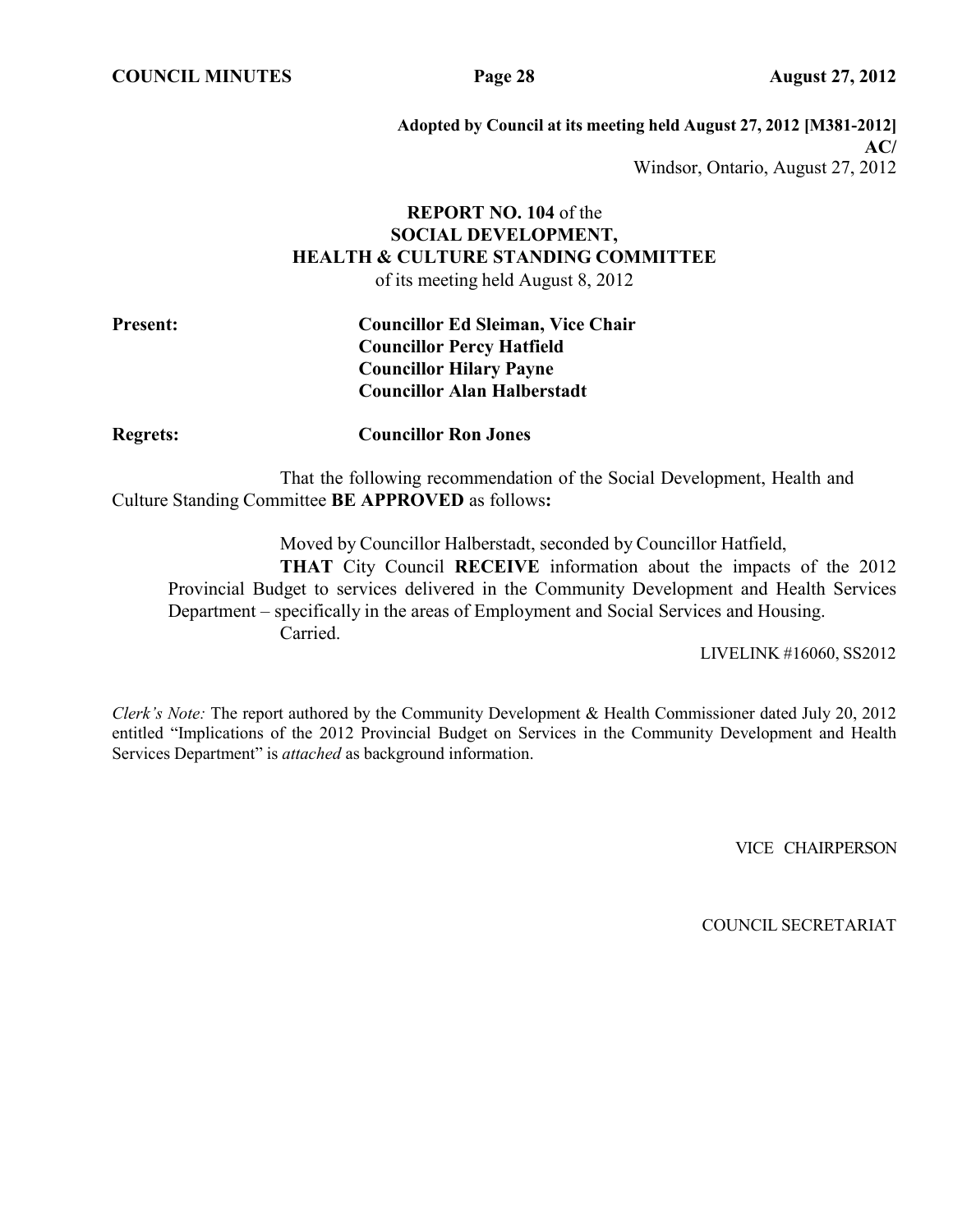**Adopted by Council at its meeting held August 27, 2012 [M381-2012]**
**AC/**
Windsor, Ontario, August 27, 2012

## REPORT NO. 104 of the SOCIAL DEVELOPMENT, HEALTH & CULTURE STANDING COMMITTEE

of its meeting held August 8, 2012

**Present:** **Councillor Ed Sleiman, Vice Chair**
**Councillor Percy Hatfield**
**Councillor Hilary Payne**
**Councillor Alan Halberstadt**

**Regrets:** **Councillor Ron Jones**

That the following recommendation of the Social Development, Health and Culture Standing Committee **BE APPROVED** as follows**:**

Moved by Councillor Halberstadt, seconded by Councillor Hatfield,

**THAT** City Council **RECEIVE** information about the impacts of the 2012 Provincial Budget to services delivered in the Community Development and Health Services Department – specifically in the areas of Employment and Social Services and Housing.

Carried.

LIVELINK #16060, SS2012

*Clerk's Note:* The report authored by the Community Development & Health Commissioner dated July 20, 2012 entitled "Implications of the 2012 Provincial Budget on Services in the Community Development and Health Services Department" is *attached* as background information.

VICE CHAIRPERSON

COUNCIL SECRETARIAT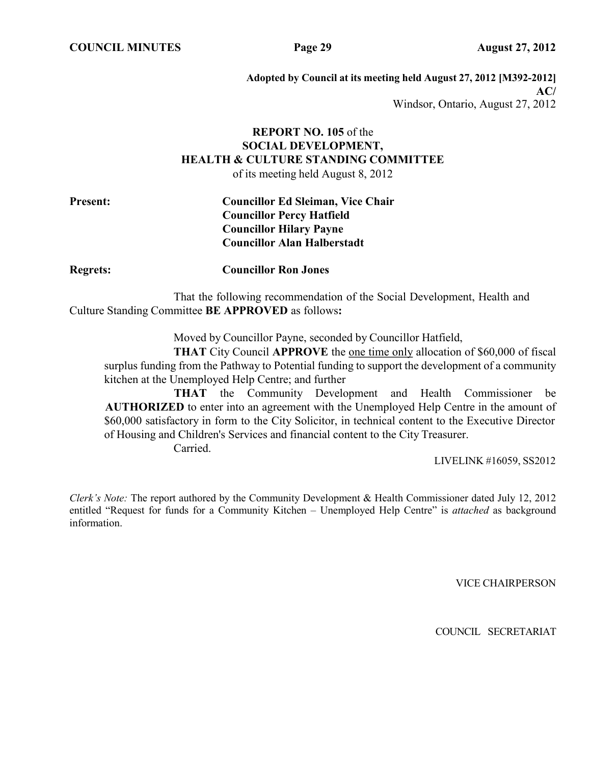**Adopted by Council at its meeting held August 27, 2012 [M392-2012]**
**AC/**
Windsor, Ontario, August 27, 2012

## REPORT NO. 105 of the SOCIAL DEVELOPMENT, HEALTH & CULTURE STANDING COMMITTEE

of its meeting held August 8, 2012

**Present:** **Councillor Ed Sleiman, Vice Chair**
**Councillor Percy Hatfield**
**Councillor Hilary Payne**
**Councillor Alan Halberstadt**

**Regrets:** **Councillor Ron Jones**

That the following recommendation of the Social Development, Health and Culture Standing Committee **BE APPROVED** as follows**:**

Moved by Councillor Payne, seconded by Councillor Hatfield,

**THAT** City Council **APPROVE** the one time only allocation of $60,000 of fiscal surplus funding from the Pathway to Potential funding to support the development of a community kitchen at the Unemployed Help Centre; and further

**THAT** the Community Development and Health Commissioner be **AUTHORIZED** to enter into an agreement with the Unemployed Help Centre in the amount of $60,000 satisfactory in form to the City Solicitor, in technical content to the Executive Director of Housing and Children's Services and financial content to the City Treasurer.

Carried.

LIVELINK #16059, SS2012

*Clerk's Note:* The report authored by the Community Development & Health Commissioner dated July 12, 2012 entitled "Request for funds for a Community Kitchen – Unemployed Help Centre" is *attached* as background information.

VICE CHAIRPERSON

COUNCIL SECRETARIAT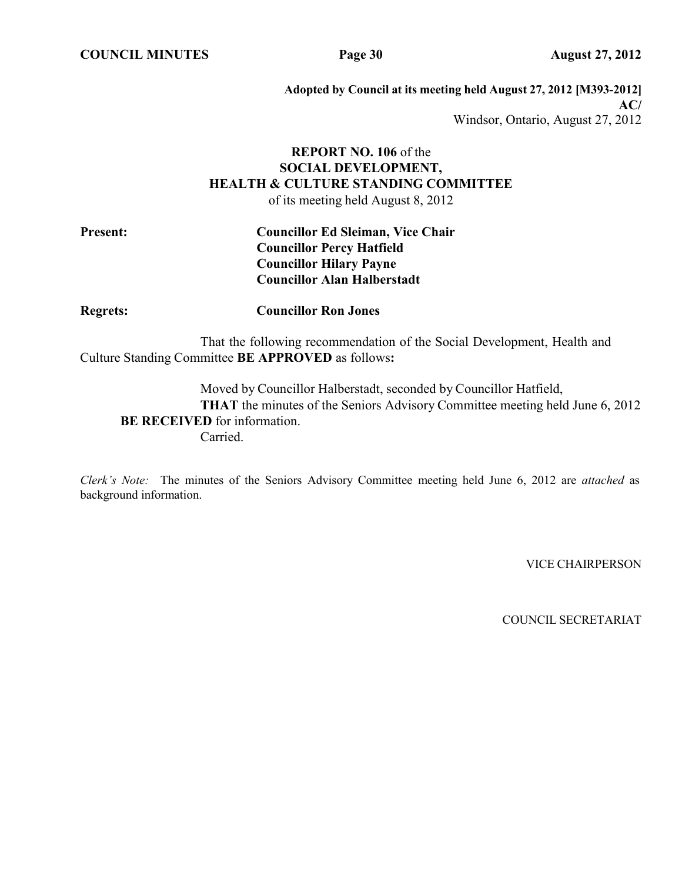**Adopted by Council at its meeting held August 27, 2012 [M393-2012]**
**AC/**
Windsor, Ontario, August 27, 2012

## **REPORT NO. 106** of the SOCIAL DEVELOPMENT, HEALTH & CULTURE STANDING COMMITTEE

of its meeting held August 8, 2012

**Present:** **Councillor Ed Sleiman, Vice Chair**
**Councillor Percy Hatfield**
**Councillor Hilary Payne**
**Councillor Alan Halberstadt**

**Regrets:** **Councillor Ron Jones**

That the following recommendation of the Social Development, Health and Culture Standing Committee **BE APPROVED** as follows**:**

Moved by Councillor Halberstadt, seconded by Councillor Hatfield,
**THAT** the minutes of the Seniors Advisory Committee meeting held June 6, 2012 **BE RECEIVED** for information.
Carried.

*Clerk's Note:* The minutes of the Seniors Advisory Committee meeting held June 6, 2012 are *attached* as background information.

VICE CHAIRPERSON

COUNCIL SECRETARIAT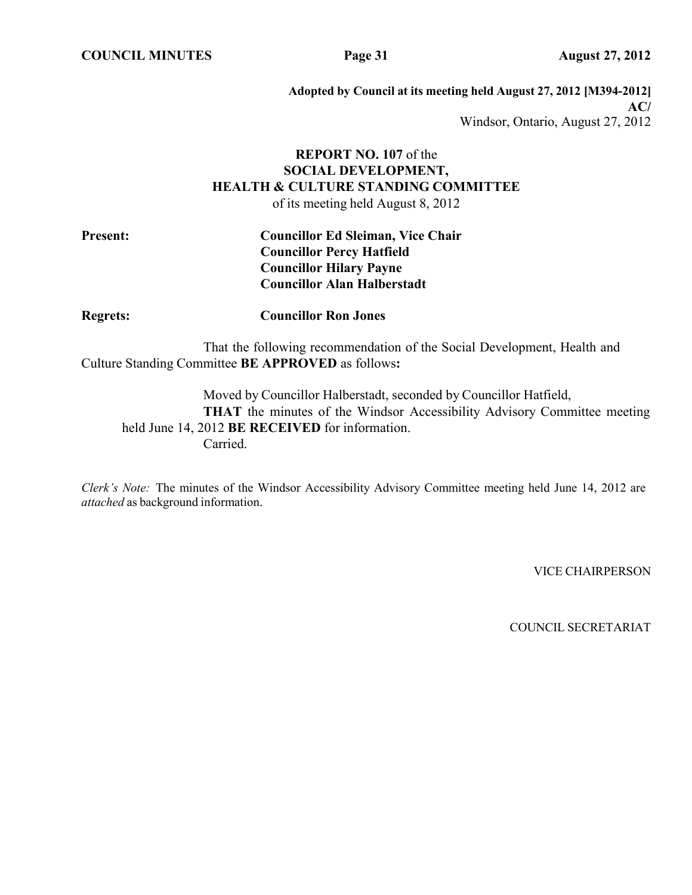**Adopted by Council at its meeting held August 27, 2012 [M394-2012]**
**AC/**
Windsor, Ontario, August 27, 2012

**REPORT NO. 107** of the
**SOCIAL DEVELOPMENT,**
**HEALTH & CULTURE STANDING COMMITTEE**
of its meeting held August 8, 2012

**Present:** **Councillor Ed Sleiman, Vice Chair**
**Councillor Percy Hatfield**
**Councillor Hilary Payne**
**Councillor Alan Halberstadt**

**Regrets:** **Councillor Ron Jones**

That the following recommendation of the Social Development, Health and Culture Standing Committee **BE APPROVED** as follows**:**

Moved by Councillor Halberstadt, seconded by Councillor Hatfield,
**THAT** the minutes of the Windsor Accessibility Advisory Committee meeting held June 14, 2012 **BE RECEIVED** for information.
Carried.

*Clerk's Note:* The minutes of the Windsor Accessibility Advisory Committee meeting held June 14, 2012 are *attached* as background information.

VICE CHAIRPERSON

COUNCIL SECRETARIAT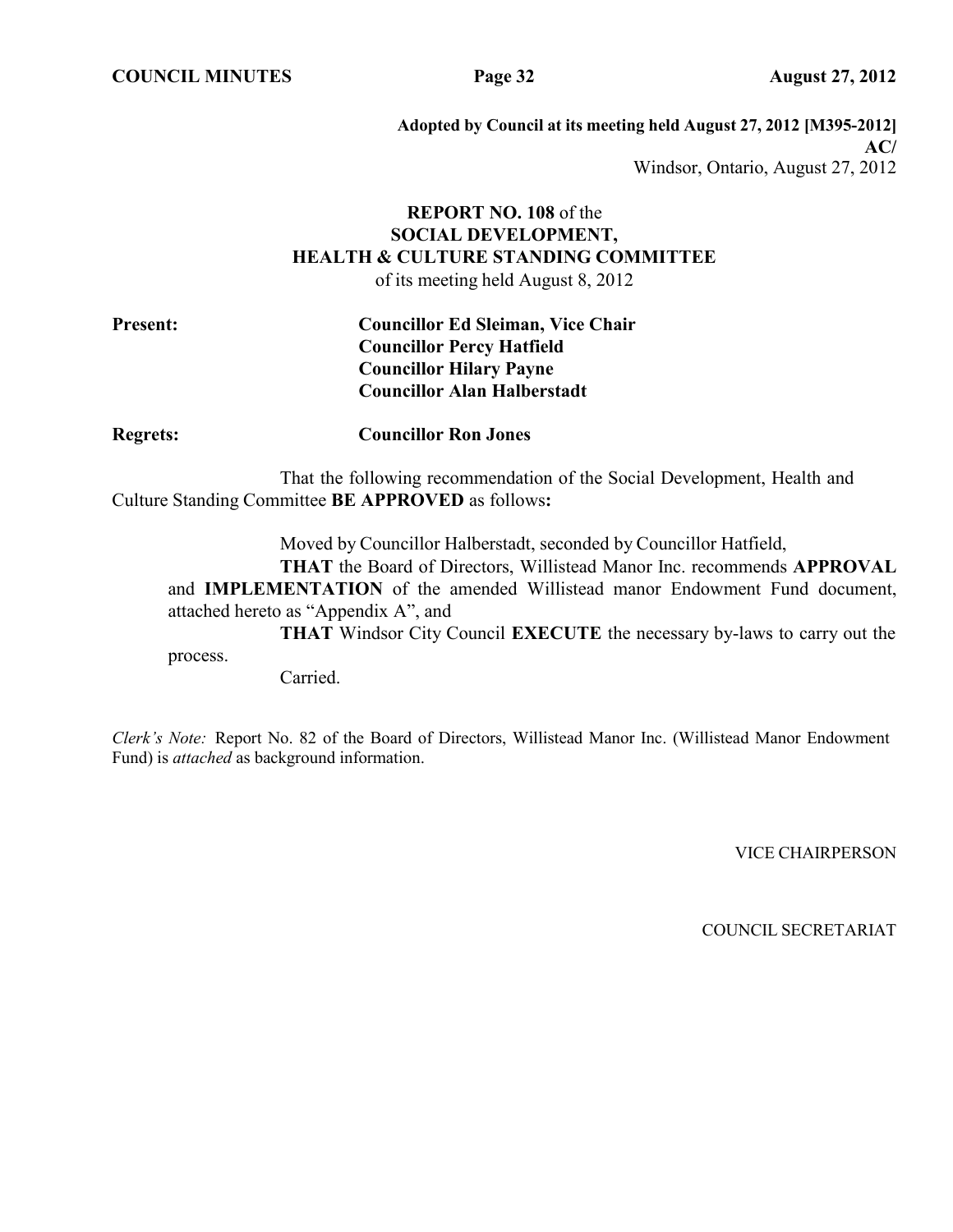**Adopted by Council at its meeting held August 27, 2012 [M395-2012]**
**AC/**
Windsor, Ontario, August 27, 2012

**REPORT NO. 108** of the
**SOCIAL DEVELOPMENT,**
**HEALTH & CULTURE STANDING COMMITTEE**
of its meeting held August 8, 2012

**Present:** **Councillor Ed Sleiman, Vice Chair**
**Councillor Percy Hatfield**
**Councillor Hilary Payne**
**Councillor Alan Halberstadt**

**Regrets:** **Councillor Ron Jones**

That the following recommendation of the Social Development, Health and Culture Standing Committee **BE APPROVED** as follows**:**

Moved by Councillor Halberstadt, seconded by Councillor Hatfield,

**THAT** the Board of Directors, Willistead Manor Inc. recommends **APPROVAL** and **IMPLEMENTATION** of the amended Willistead manor Endowment Fund document, attached hereto as "Appendix A", and

**THAT** Windsor City Council **EXECUTE** the necessary by-laws to carry out the process.

Carried.

*Clerk's Note:* Report No. 82 of the Board of Directors, Willistead Manor Inc. (Willistead Manor Endowment Fund) is *attached* as background information.

VICE CHAIRPERSON

COUNCIL SECRETARIAT